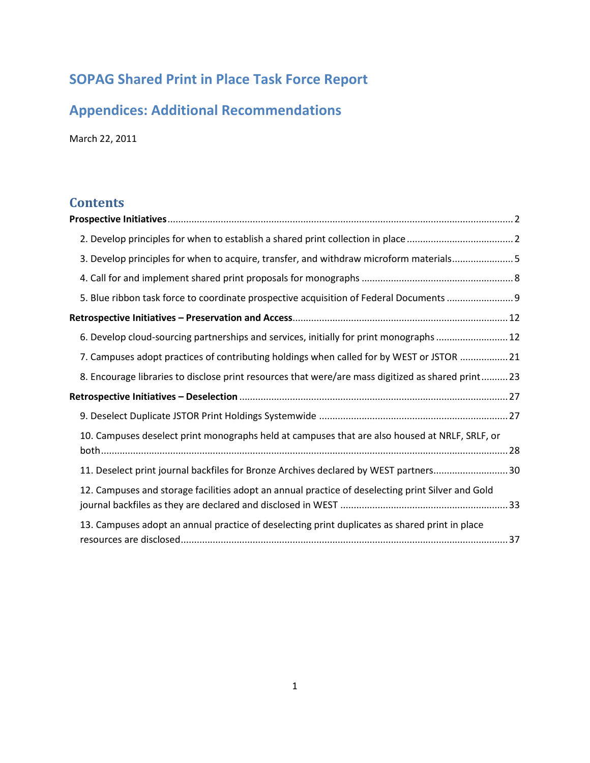# SOPAG Shared Print in Place Task Force Report

# Appendices: Additional Recommendations

March 22, 2011

## Contents

**Prospective Initiatives** .......... 2

- 2. Develop principles for when to establish a shared print collection in place .......... 2
- 3. Develop principles for when to acquire, transfer, and withdraw microform materials .......... 5
- 4. Call for and implement shared print proposals for monographs .......... 8
- 5. Blue ribbon task force to coordinate prospective acquisition of Federal Documents .......... 9

**Retrospective Initiatives – Preservation and Access** .......... 12

- 6. Develop cloud-sourcing partnerships and services, initially for print monographs .......... 12
- 7. Campuses adopt practices of contributing holdings when called for by WEST or JSTOR .......... 21
- 8. Encourage libraries to disclose print resources that were/are mass digitized as shared print .......... 23

**Retrospective Initiatives – Deselection** .......... 27

- 9. Deselect Duplicate JSTOR Print Holdings Systemwide .......... 27
- 10. Campuses deselect print monographs held at campuses that are also housed at NRLF, SRLF, or both .......... 28
- 11. Deselect print journal backfiles for Bronze Archives declared by WEST partners .......... 30
- 12. Campuses and storage facilities adopt an annual practice of deselecting print Silver and Gold journal backfiles as they are declared and disclosed in WEST .......... 33
- 13. Campuses adopt an annual practice of deselecting print duplicates as shared print in place resources are disclosed .......... 37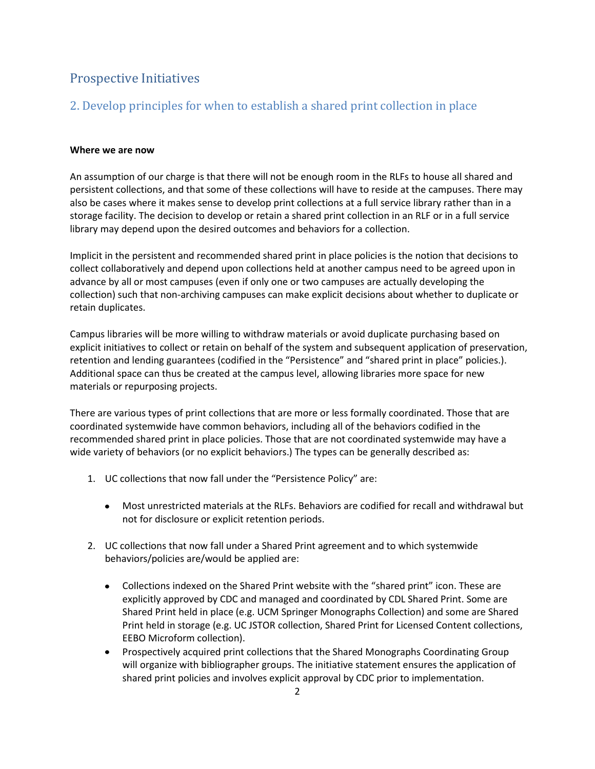## Prospective Initiatives

### 2. Develop principles for when to establish a shared print collection in place

**Where we are now**

An assumption of our charge is that there will not be enough room in the RLFs to house all shared and persistent collections, and that some of these collections will have to reside at the campuses. There may also be cases where it makes sense to develop print collections at a full service library rather than in a storage facility. The decision to develop or retain a shared print collection in an RLF or in a full service library may depend upon the desired outcomes and behaviors for a collection.

Implicit in the persistent and recommended shared print in place policies is the notion that decisions to collect collaboratively and depend upon collections held at another campus need to be agreed upon in advance by all or most campuses (even if only one or two campuses are actually developing the collection) such that non-archiving campuses can make explicit decisions about whether to duplicate or retain duplicates.

Campus libraries will be more willing to withdraw materials or avoid duplicate purchasing based on explicit initiatives to collect or retain on behalf of the system and subsequent application of preservation, retention and lending guarantees (codified in the "Persistence" and "shared print in place" policies.). Additional space can thus be created at the campus level, allowing libraries more space for new materials or repurposing projects.

There are various types of print collections that are more or less formally coordinated. Those that are coordinated systemwide have common behaviors, including all of the behaviors codified in the recommended shared print in place policies. Those that are not coordinated systemwide may have a wide variety of behaviors (or no explicit behaviors.) The types can be generally described as:

1. UC collections that now fall under the "Persistence Policy" are:
   - Most unrestricted materials at the RLFs. Behaviors are codified for recall and withdrawal but not for disclosure or explicit retention periods.
2. UC collections that now fall under a Shared Print agreement and to which systemwide behaviors/policies are/would be applied are:
   - Collections indexed on the Shared Print website with the "shared print" icon. These are explicitly approved by CDC and managed and coordinated by CDL Shared Print. Some are Shared Print held in place (e.g. UCM Springer Monographs Collection) and some are Shared Print held in storage (e.g. UC JSTOR collection, Shared Print for Licensed Content collections, EEBO Microform collection).
   - Prospectively acquired print collections that the Shared Monographs Coordinating Group will organize with bibliographer groups. The initiative statement ensures the application of shared print policies and involves explicit approval by CDC prior to implementation.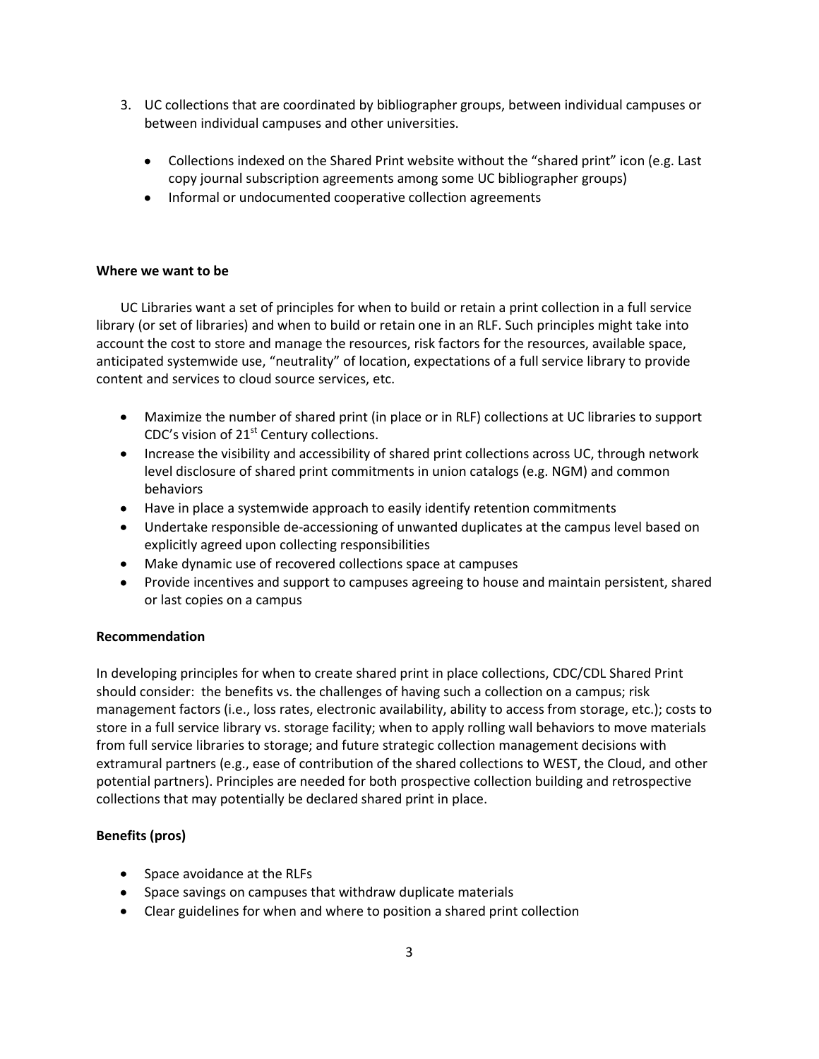3. UC collections that are coordinated by bibliographer groups, between individual campuses or between individual campuses and other universities.

    - Collections indexed on the Shared Print website without the "shared print" icon (e.g. Last copy journal subscription agreements among some UC bibliographer groups)
    - Informal or undocumented cooperative collection agreements

**Where we want to be**

UC Libraries want a set of principles for when to build or retain a print collection in a full service library (or set of libraries) and when to build or retain one in an RLF. Such principles might take into account the cost to store and manage the resources, risk factors for the resources, available space, anticipated systemwide use, "neutrality" of location, expectations of a full service library to provide content and services to cloud source services, etc.

- Maximize the number of shared print (in place or in RLF) collections at UC libraries to support CDC's vision of 21st Century collections.
- Increase the visibility and accessibility of shared print collections across UC, through network level disclosure of shared print commitments in union catalogs (e.g. NGM) and common behaviors
- Have in place a systemwide approach to easily identify retention commitments
- Undertake responsible de-accessioning of unwanted duplicates at the campus level based on explicitly agreed upon collecting responsibilities
- Make dynamic use of recovered collections space at campuses
- Provide incentives and support to campuses agreeing to house and maintain persistent, shared or last copies on a campus

**Recommendation**

In developing principles for when to create shared print in place collections, CDC/CDL Shared Print should consider: the benefits vs. the challenges of having such a collection on a campus; risk management factors (i.e., loss rates, electronic availability, ability to access from storage, etc.); costs to store in a full service library vs. storage facility; when to apply rolling wall behaviors to move materials from full service libraries to storage; and future strategic collection management decisions with extramural partners (e.g., ease of contribution of the shared collections to WEST, the Cloud, and other potential partners). Principles are needed for both prospective collection building and retrospective collections that may potentially be declared shared print in place.

**Benefits (pros)**

- Space avoidance at the RLFs
- Space savings on campuses that withdraw duplicate materials
- Clear guidelines for when and where to position a shared print collection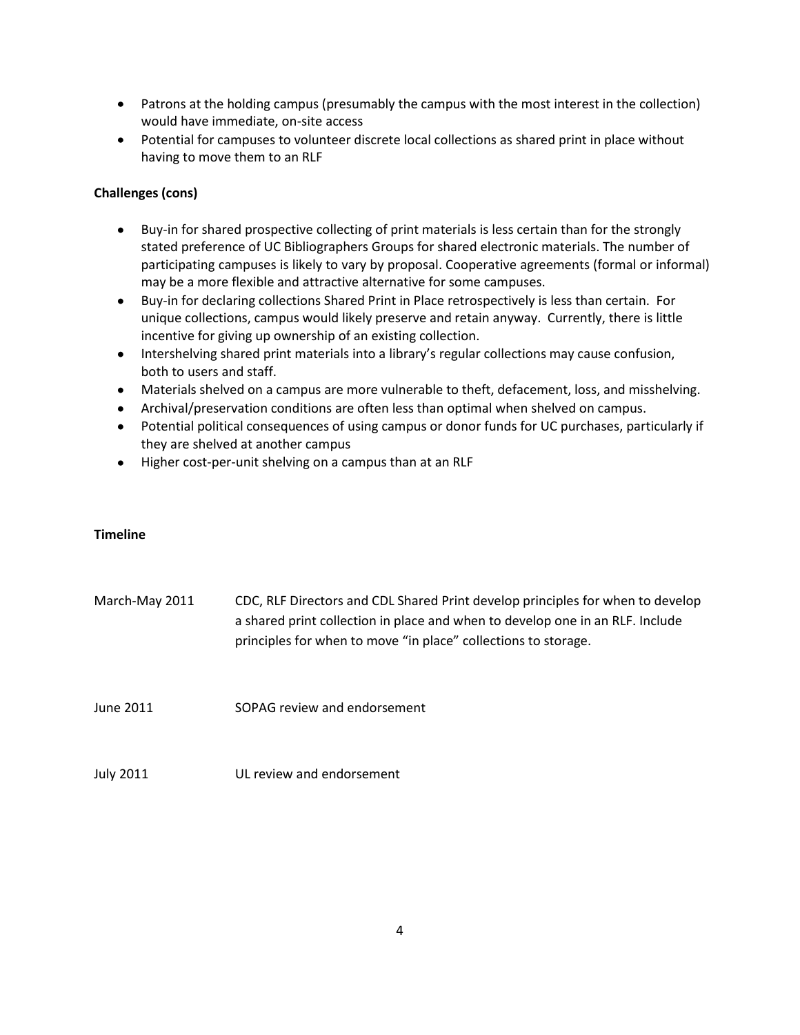- Patrons at the holding campus (presumably the campus with the most interest in the collection) would have immediate, on-site access
- Potential for campuses to volunteer discrete local collections as shared print in place without having to move them to an RLF

**Challenges (cons)**

- Buy-in for shared prospective collecting of print materials is less certain than for the strongly stated preference of UC Bibliographers Groups for shared electronic materials. The number of participating campuses is likely to vary by proposal. Cooperative agreements (formal or informal) may be a more flexible and attractive alternative for some campuses.
- Buy-in for declaring collections Shared Print in Place retrospectively is less than certain. For unique collections, campus would likely preserve and retain anyway. Currently, there is little incentive for giving up ownership of an existing collection.
- Intershelving shared print materials into a library's regular collections may cause confusion, both to users and staff.
- Materials shelved on a campus are more vulnerable to theft, defacement, loss, and misshelving.
- Archival/preservation conditions are often less than optimal when shelved on campus.
- Potential political consequences of using campus or donor funds for UC purchases, particularly if they are shelved at another campus
- Higher cost-per-unit shelving on a campus than at an RLF

**Timeline**

| | |
|---|---|
| March-May 2011 | CDC, RLF Directors and CDL Shared Print develop principles for when to develop a shared print collection in place and when to develop one in an RLF. Include principles for when to move "in place" collections to storage. |
| June 2011 | SOPAG review and endorsement |
| July 2011 | UL review and endorsement |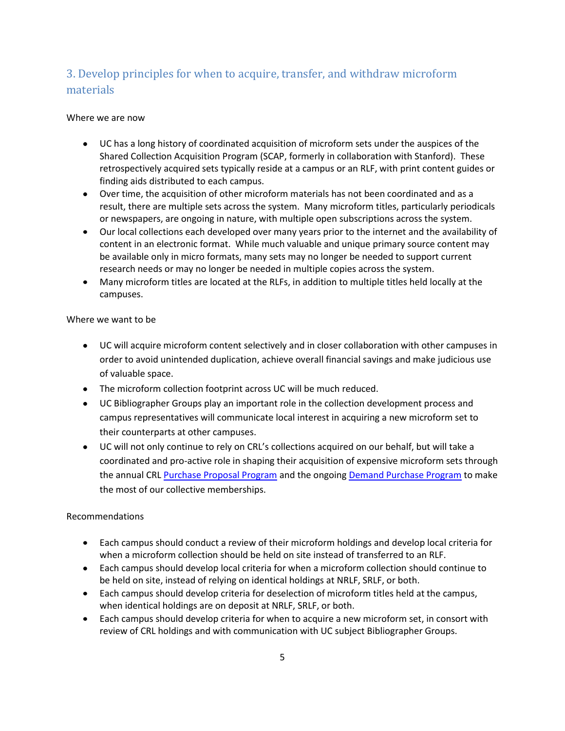## 3. Develop principles for when to acquire, transfer, and withdraw microform materials

Where we are now

- UC has a long history of coordinated acquisition of microform sets under the auspices of the Shared Collection Acquisition Program (SCAP, formerly in collaboration with Stanford). These retrospectively acquired sets typically reside at a campus or an RLF, with print content guides or finding aids distributed to each campus.
- Over time, the acquisition of other microform materials has not been coordinated and as a result, there are multiple sets across the system. Many microform titles, particularly periodicals or newspapers, are ongoing in nature, with multiple open subscriptions across the system.
- Our local collections each developed over many years prior to the internet and the availability of content in an electronic format. While much valuable and unique primary source content may be available only in micro formats, many sets may no longer be needed to support current research needs or may no longer be needed in multiple copies across the system.
- Many microform titles are located at the RLFs, in addition to multiple titles held locally at the campuses.

Where we want to be

- UC will acquire microform content selectively and in closer collaboration with other campuses in order to avoid unintended duplication, achieve overall financial savings and make judicious use of valuable space.
- The microform collection footprint across UC will be much reduced.
- UC Bibliographer Groups play an important role in the collection development process and campus representatives will communicate local interest in acquiring a new microform set to their counterparts at other campuses.
- UC will not only continue to rely on CRL's collections acquired on our behalf, but will take a coordinated and pro-active role in shaping their acquisition of expensive microform sets through the annual CRL Purchase Proposal Program and the ongoing Demand Purchase Program to make the most of our collective memberships.

Recommendations

- Each campus should conduct a review of their microform holdings and develop local criteria for when a microform collection should be held on site instead of transferred to an RLF.
- Each campus should develop local criteria for when a microform collection should continue to be held on site, instead of relying on identical holdings at NRLF, SRLF, or both.
- Each campus should develop criteria for deselection of microform titles held at the campus, when identical holdings are on deposit at NRLF, SRLF, or both.
- Each campus should develop criteria for when to acquire a new microform set, in consort with review of CRL holdings and with communication with UC subject Bibliographer Groups.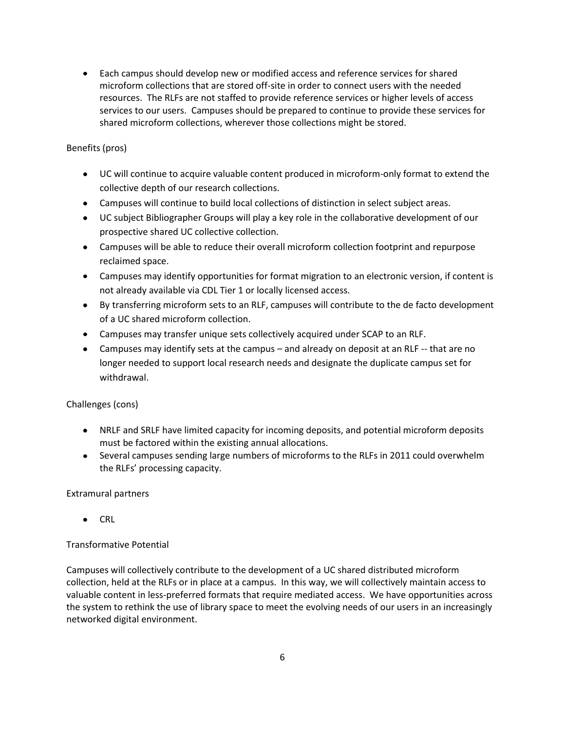- Each campus should develop new or modified access and reference services for shared microform collections that are stored off-site in order to connect users with the needed resources. The RLFs are not staffed to provide reference services or higher levels of access services to our users. Campuses should be prepared to continue to provide these services for shared microform collections, wherever those collections might be stored.

Benefits (pros)

- UC will continue to acquire valuable content produced in microform-only format to extend the collective depth of our research collections.
- Campuses will continue to build local collections of distinction in select subject areas.
- UC subject Bibliographer Groups will play a key role in the collaborative development of our prospective shared UC collective collection.
- Campuses will be able to reduce their overall microform collection footprint and repurpose reclaimed space.
- Campuses may identify opportunities for format migration to an electronic version, if content is not already available via CDL Tier 1 or locally licensed access.
- By transferring microform sets to an RLF, campuses will contribute to the de facto development of a UC shared microform collection.
- Campuses may transfer unique sets collectively acquired under SCAP to an RLF.
- Campuses may identify sets at the campus – and already on deposit at an RLF -- that are no longer needed to support local research needs and designate the duplicate campus set for withdrawal.

Challenges (cons)

- NRLF and SRLF have limited capacity for incoming deposits, and potential microform deposits must be factored within the existing annual allocations.
- Several campuses sending large numbers of microforms to the RLFs in 2011 could overwhelm the RLFs' processing capacity.

Extramural partners

- CRL

Transformative Potential

Campuses will collectively contribute to the development of a UC shared distributed microform collection, held at the RLFs or in place at a campus. In this way, we will collectively maintain access to valuable content in less-preferred formats that require mediated access. We have opportunities across the system to rethink the use of library space to meet the evolving needs of our users in an increasingly networked digital environment.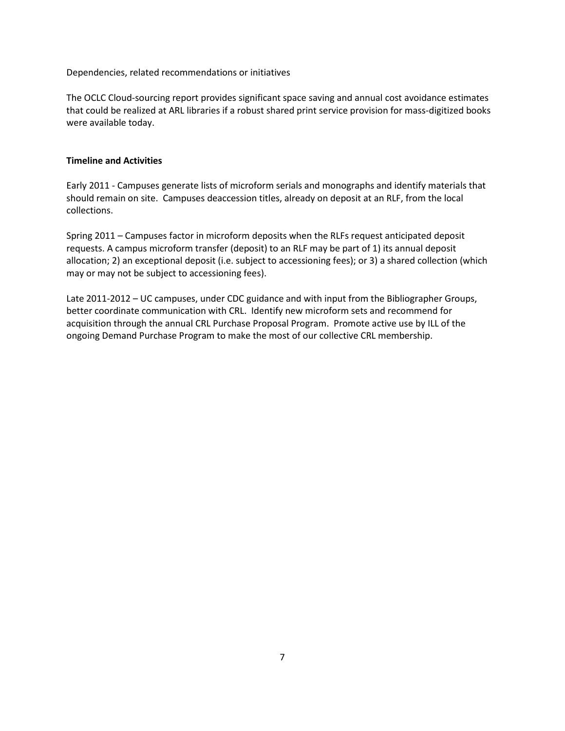Dependencies, related recommendations or initiatives

The OCLC Cloud-sourcing report provides significant space saving and annual cost avoidance estimates that could be realized at ARL libraries if a robust shared print service provision for mass-digitized books were available today.

**Timeline and Activities**

Early 2011 - Campuses generate lists of microform serials and monographs and identify materials that should remain on site. Campuses deaccession titles, already on deposit at an RLF, from the local collections.

Spring 2011 – Campuses factor in microform deposits when the RLFs request anticipated deposit requests. A campus microform transfer (deposit) to an RLF may be part of 1) its annual deposit allocation; 2) an exceptional deposit (i.e. subject to accessioning fees); or 3) a shared collection (which may or may not be subject to accessioning fees).

Late 2011-2012 – UC campuses, under CDC guidance and with input from the Bibliographer Groups, better coordinate communication with CRL. Identify new microform sets and recommend for acquisition through the annual CRL Purchase Proposal Program. Promote active use by ILL of the ongoing Demand Purchase Program to make the most of our collective CRL membership.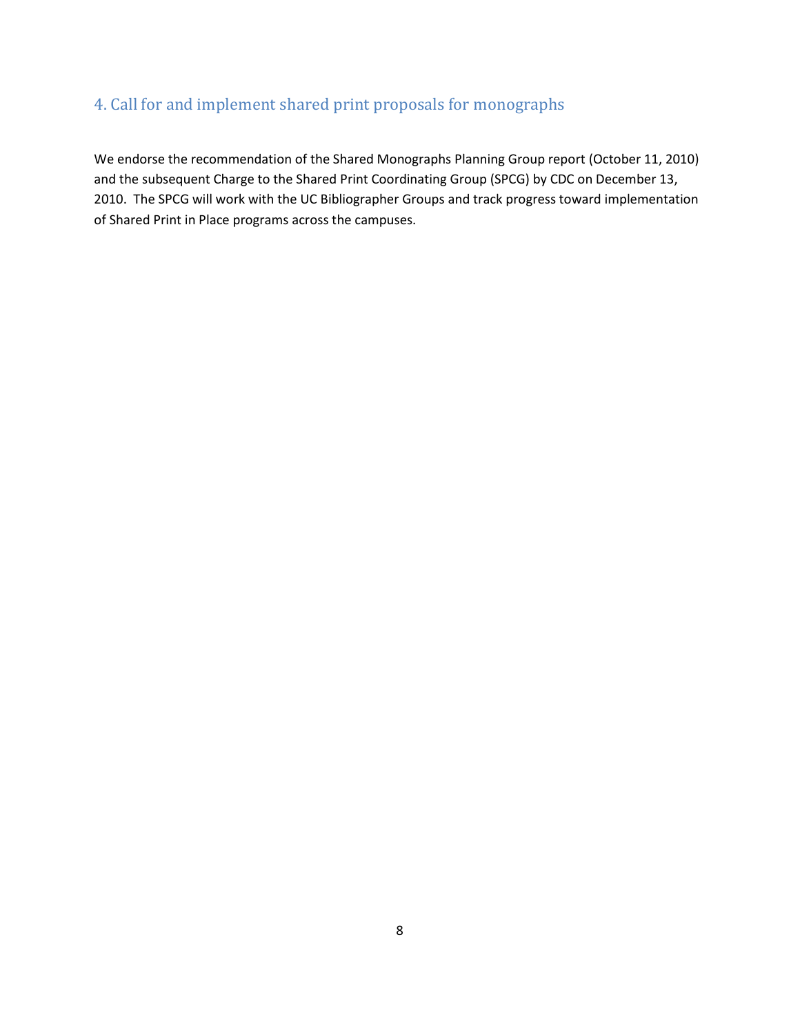## 4. Call for and implement shared print proposals for monographs

We endorse the recommendation of the Shared Monographs Planning Group report (October 11, 2010) and the subsequent Charge to the Shared Print Coordinating Group (SPCG) by CDC on December 13, 2010. The SPCG will work with the UC Bibliographer Groups and track progress toward implementation of Shared Print in Place programs across the campuses.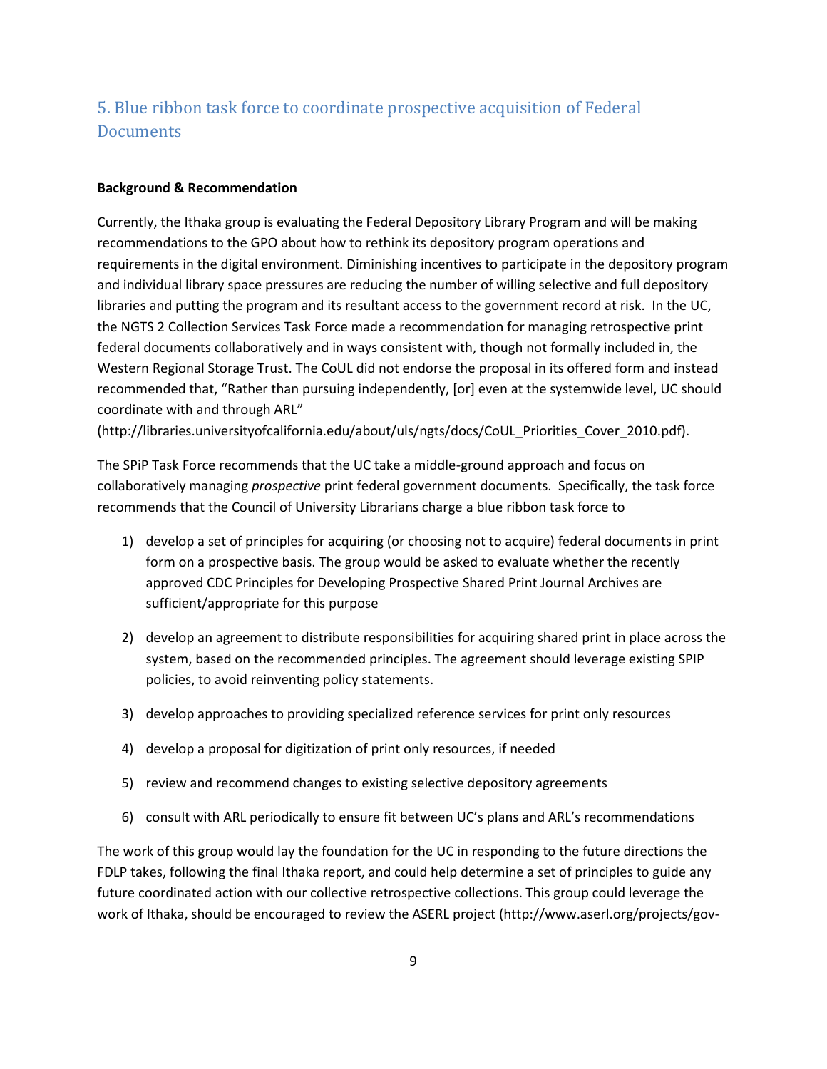## 5. Blue ribbon task force to coordinate prospective acquisition of Federal Documents

**Background & Recommendation**

Currently, the Ithaka group is evaluating the Federal Depository Library Program and will be making recommendations to the GPO about how to rethink its depository program operations and requirements in the digital environment. Diminishing incentives to participate in the depository program and individual library space pressures are reducing the number of willing selective and full depository libraries and putting the program and its resultant access to the government record at risk. In the UC, the NGTS 2 Collection Services Task Force made a recommendation for managing retrospective print federal documents collaboratively and in ways consistent with, though not formally included in, the Western Regional Storage Trust. The CoUL did not endorse the proposal in its offered form and instead recommended that, "Rather than pursuing independently, [or] even at the systemwide level, UC should coordinate with and through ARL" (http://libraries.universityofcalifornia.edu/about/uls/ngts/docs/CoUL_Priorities_Cover_2010.pdf).

The SPiP Task Force recommends that the UC take a middle-ground approach and focus on collaboratively managing *prospective* print federal government documents. Specifically, the task force recommends that the Council of University Librarians charge a blue ribbon task force to

1) develop a set of principles for acquiring (or choosing not to acquire) federal documents in print form on a prospective basis. The group would be asked to evaluate whether the recently approved CDC Principles for Developing Prospective Shared Print Journal Archives are sufficient/appropriate for this purpose

2) develop an agreement to distribute responsibilities for acquiring shared print in place across the system, based on the recommended principles. The agreement should leverage existing SPIP policies, to avoid reinventing policy statements.

3) develop approaches to providing specialized reference services for print only resources

4) develop a proposal for digitization of print only resources, if needed

5) review and recommend changes to existing selective depository agreements

6) consult with ARL periodically to ensure fit between UC's plans and ARL's recommendations

The work of this group would lay the foundation for the UC in responding to the future directions the FDLP takes, following the final Ithaka report, and could help determine a set of principles to guide any future coordinated action with our collective retrospective collections. This group could leverage the work of Ithaka, should be encouraged to review the ASERL project (http://www.aserl.org/projects/gov-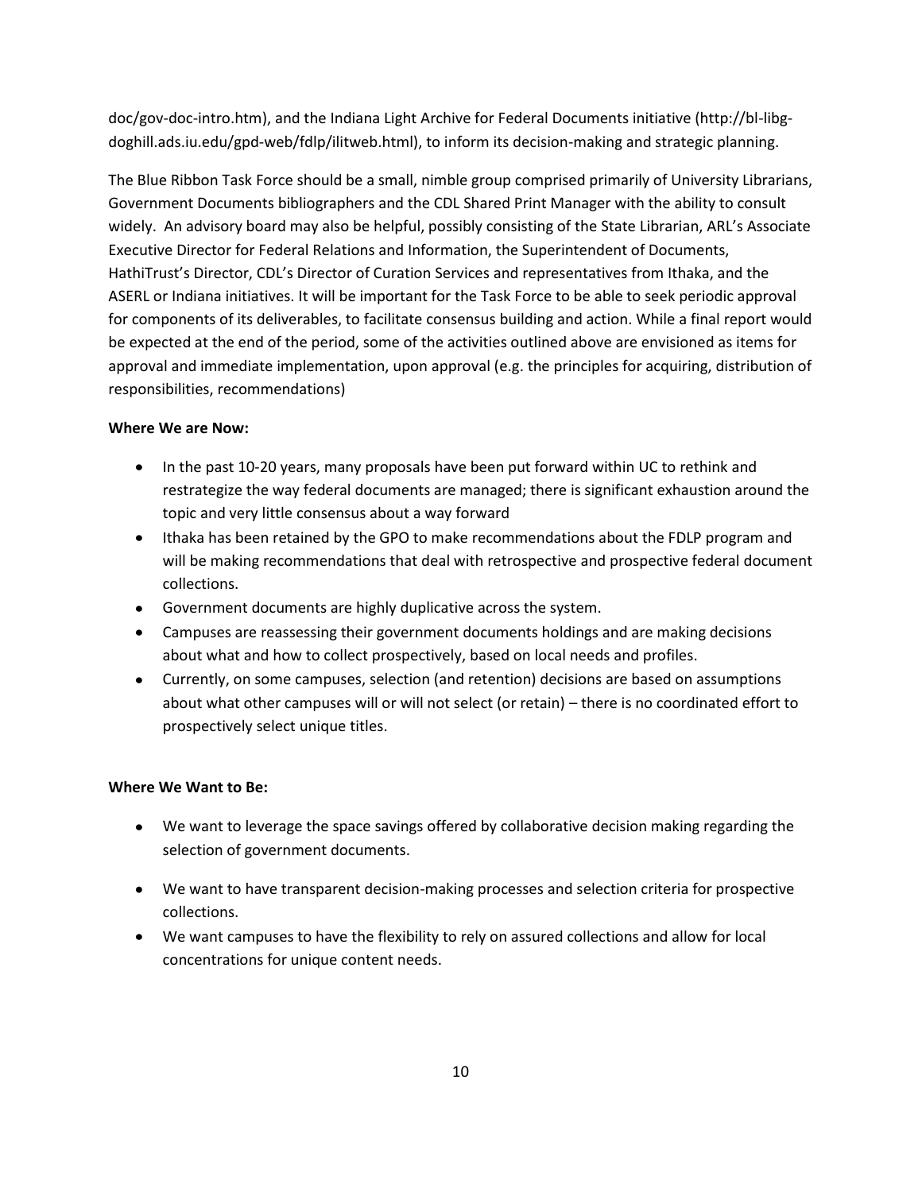doc/gov-doc-intro.htm), and the Indiana Light Archive for Federal Documents initiative (http://bl-libg-doghill.ads.iu.edu/gpd-web/fdlp/ilitweb.html), to inform its decision-making and strategic planning.

The Blue Ribbon Task Force should be a small, nimble group comprised primarily of University Librarians, Government Documents bibliographers and the CDL Shared Print Manager with the ability to consult widely. An advisory board may also be helpful, possibly consisting of the State Librarian, ARL's Associate Executive Director for Federal Relations and Information, the Superintendent of Documents, HathiTrust's Director, CDL's Director of Curation Services and representatives from Ithaka, and the ASERL or Indiana initiatives. It will be important for the Task Force to be able to seek periodic approval for components of its deliverables, to facilitate consensus building and action. While a final report would be expected at the end of the period, some of the activities outlined above are envisioned as items for approval and immediate implementation, upon approval (e.g. the principles for acquiring, distribution of responsibilities, recommendations)

**Where We are Now:**

- In the past 10-20 years, many proposals have been put forward within UC to rethink and restrategize the way federal documents are managed; there is significant exhaustion around the topic and very little consensus about a way forward
- Ithaka has been retained by the GPO to make recommendations about the FDLP program and will be making recommendations that deal with retrospective and prospective federal document collections.
- Government documents are highly duplicative across the system.
- Campuses are reassessing their government documents holdings and are making decisions about what and how to collect prospectively, based on local needs and profiles.
- Currently, on some campuses, selection (and retention) decisions are based on assumptions about what other campuses will or will not select (or retain) – there is no coordinated effort to prospectively select unique titles.

**Where We Want to Be:**

- We want to leverage the space savings offered by collaborative decision making regarding the selection of government documents.
- We want to have transparent decision-making processes and selection criteria for prospective collections.
- We want campuses to have the flexibility to rely on assured collections and allow for local concentrations for unique content needs.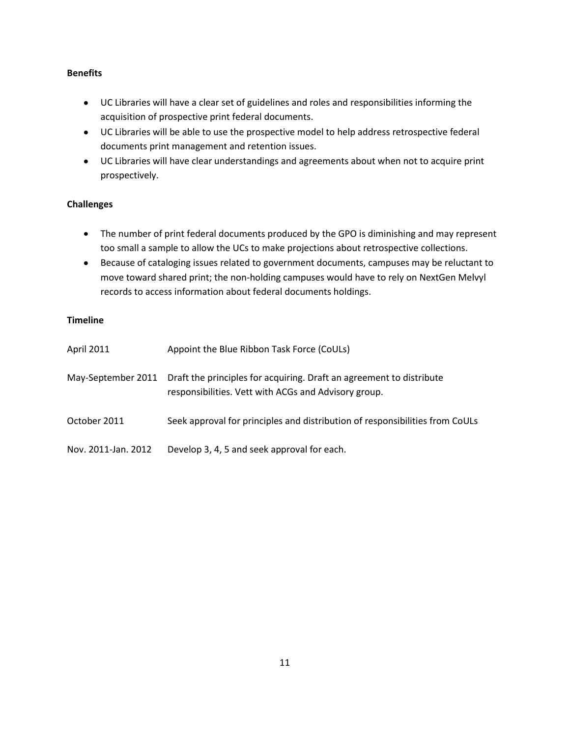**Benefits**

- UC Libraries will have a clear set of guidelines and roles and responsibilities informing the acquisition of prospective print federal documents.
- UC Libraries will be able to use the prospective model to help address retrospective federal documents print management and retention issues.
- UC Libraries will have clear understandings and agreements about when not to acquire print prospectively.

**Challenges**

- The number of print federal documents produced by the GPO is diminishing and may represent too small a sample to allow the UCs to make projections about retrospective collections.
- Because of cataloging issues related to government documents, campuses may be reluctant to move toward shared print; the non-holding campuses would have to rely on NextGen Melvyl records to access information about federal documents holdings.

**Timeline**

| | |
|---|---|
| April 2011 | Appoint the Blue Ribbon Task Force (CoULs) |
| May-September 2011 | Draft the principles for acquiring. Draft an agreement to distribute responsibilities. Vett with ACGs and Advisory group. |
| October 2011 | Seek approval for principles and distribution of responsibilities from CoULs |
| Nov. 2011-Jan. 2012 | Develop 3, 4, 5 and seek approval for each. |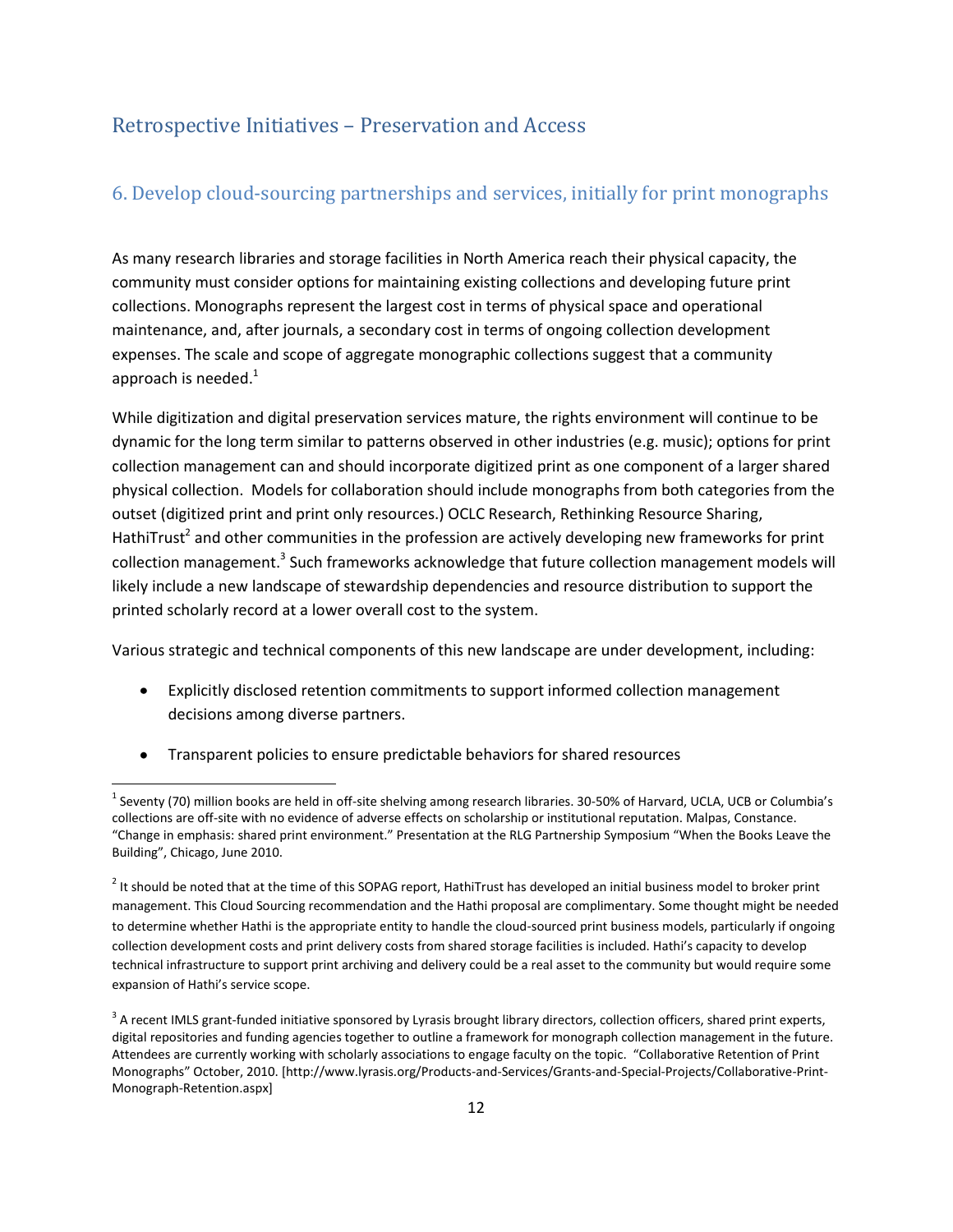## Retrospective Initiatives – Preservation and Access

### 6. Develop cloud-sourcing partnerships and services, initially for print monographs

As many research libraries and storage facilities in North America reach their physical capacity, the community must consider options for maintaining existing collections and developing future print collections. Monographs represent the largest cost in terms of physical space and operational maintenance, and, after journals, a secondary cost in terms of ongoing collection development expenses. The scale and scope of aggregate monographic collections suggest that a community approach is needed.[1]

While digitization and digital preservation services mature, the rights environment will continue to be dynamic for the long term similar to patterns observed in other industries (e.g. music); options for print collection management can and should incorporate digitized print as one component of a larger shared physical collection. Models for collaboration should include monographs from both categories from the outset (digitized print and print only resources.) OCLC Research, Rethinking Resource Sharing, HathiTrust[2] and other communities in the profession are actively developing new frameworks for print collection management.[3] Such frameworks acknowledge that future collection management models will likely include a new landscape of stewardship dependencies and resource distribution to support the printed scholarly record at a lower overall cost to the system.

Various strategic and technical components of this new landscape are under development, including:

- Explicitly disclosed retention commitments to support informed collection management decisions among diverse partners.
- Transparent policies to ensure predictable behaviors for shared resources

---

[1] Seventy (70) million books are held in off-site shelving among research libraries. 30-50% of Harvard, UCLA, UCB or Columbia's collections are off-site with no evidence of adverse effects on scholarship or institutional reputation. Malpas, Constance. "Change in emphasis: shared print environment." Presentation at the RLG Partnership Symposium "When the Books Leave the Building", Chicago, June 2010.

[2] It should be noted that at the time of this SOPAG report, HathiTrust has developed an initial business model to broker print management. This Cloud Sourcing recommendation and the Hathi proposal are complimentary. Some thought might be needed to determine whether Hathi is the appropriate entity to handle the cloud-sourced print business models, particularly if ongoing collection development costs and print delivery costs from shared storage facilities is included. Hathi's capacity to develop technical infrastructure to support print archiving and delivery could be a real asset to the community but would require some expansion of Hathi's service scope.

[3] A recent IMLS grant-funded initiative sponsored by Lyrasis brought library directors, collection officers, shared print experts, digital repositories and funding agencies together to outline a framework for monograph collection management in the future. Attendees are currently working with scholarly associations to engage faculty on the topic. "Collaborative Retention of Print Monographs" October, 2010. [http://www.lyrasis.org/Products-and-Services/Grants-and-Special-Projects/Collaborative-Print-Monograph-Retention.aspx]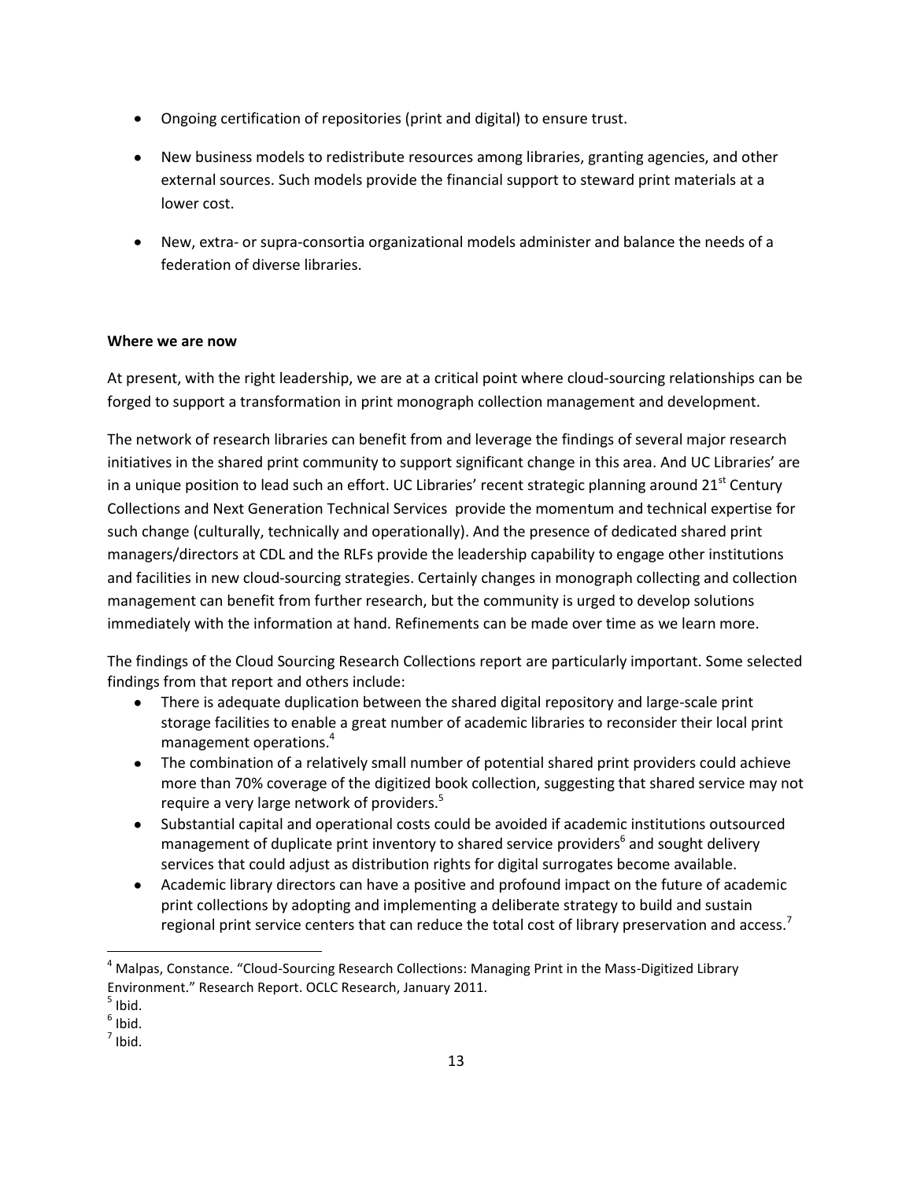- Ongoing certification of repositories (print and digital) to ensure trust.
- New business models to redistribute resources among libraries, granting agencies, and other external sources. Such models provide the financial support to steward print materials at a lower cost.
- New, extra- or supra-consortia organizational models administer and balance the needs of a federation of diverse libraries.

**Where we are now**

At present, with the right leadership, we are at a critical point where cloud-sourcing relationships can be forged to support a transformation in print monograph collection management and development.

The network of research libraries can benefit from and leverage the findings of several major research initiatives in the shared print community to support significant change in this area. And UC Libraries' are in a unique position to lead such an effort. UC Libraries' recent strategic planning around 21st Century Collections and Next Generation Technical Services provide the momentum and technical expertise for such change (culturally, technically and operationally). And the presence of dedicated shared print managers/directors at CDL and the RLFs provide the leadership capability to engage other institutions and facilities in new cloud-sourcing strategies. Certainly changes in monograph collecting and collection management can benefit from further research, but the community is urged to develop solutions immediately with the information at hand. Refinements can be made over time as we learn more.

The findings of the Cloud Sourcing Research Collections report are particularly important. Some selected findings from that report and others include:

- There is adequate duplication between the shared digital repository and large-scale print storage facilities to enable a great number of academic libraries to reconsider their local print management operations.[4]
- The combination of a relatively small number of potential shared print providers could achieve more than 70% coverage of the digitized book collection, suggesting that shared service may not require a very large network of providers.[5]
- Substantial capital and operational costs could be avoided if academic institutions outsourced management of duplicate print inventory to shared service providers[6] and sought delivery services that could adjust as distribution rights for digital surrogates become available.
- Academic library directors can have a positive and profound impact on the future of academic print collections by adopting and implementing a deliberate strategy to build and sustain regional print service centers that can reduce the total cost of library preservation and access.[7]

---

[4] Malpas, Constance. "Cloud-Sourcing Research Collections: Managing Print in the Mass-Digitized Library Environment." Research Report. OCLC Research, January 2011.

[5] Ibid.

[6] Ibid.

[7] Ibid.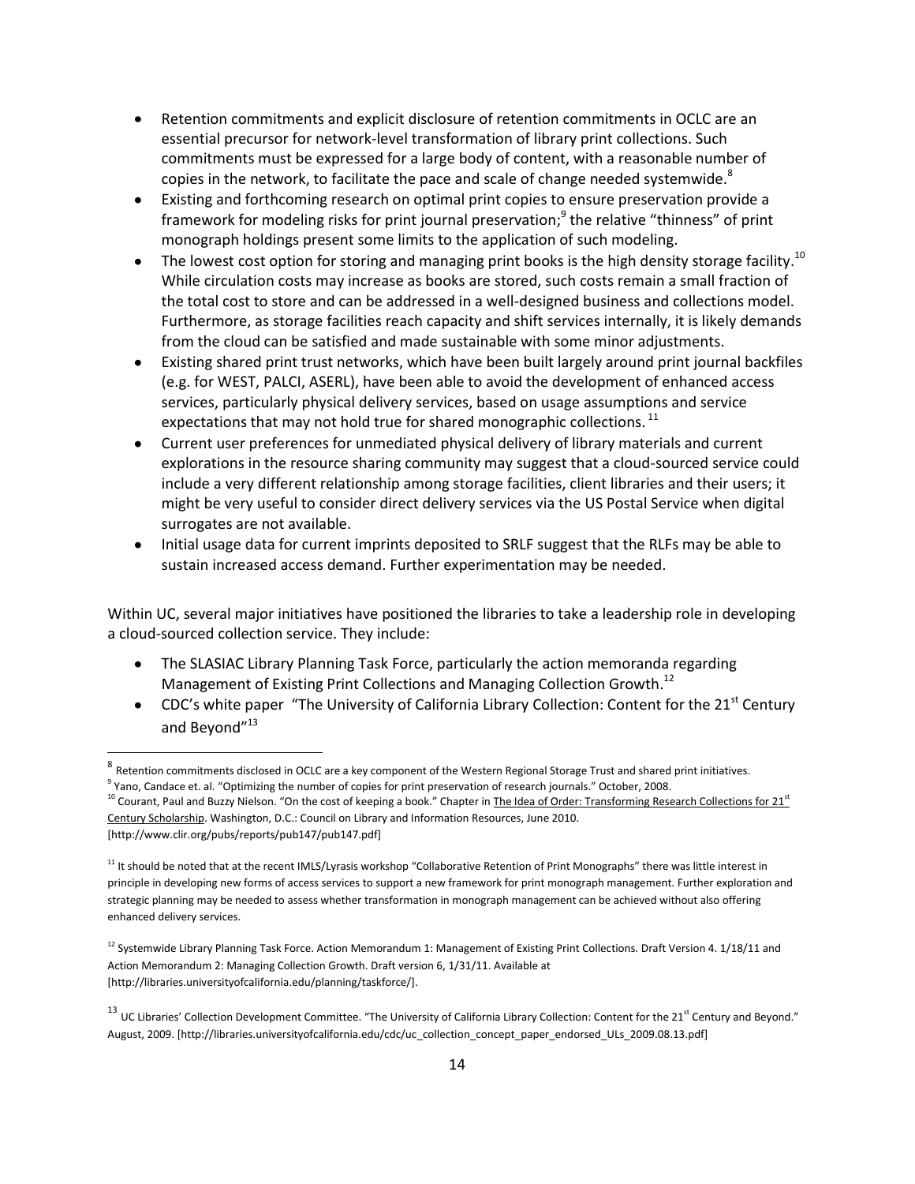- Retention commitments and explicit disclosure of retention commitments in OCLC are an essential precursor for network-level transformation of library print collections. Such commitments must be expressed for a large body of content, with a reasonable number of copies in the network, to facilitate the pace and scale of change needed systemwide.[8]
- Existing and forthcoming research on optimal print copies to ensure preservation provide a framework for modeling risks for print journal preservation;[9] the relative "thinness" of print monograph holdings present some limits to the application of such modeling.
- The lowest cost option for storing and managing print books is the high density storage facility.[10] While circulation costs may increase as books are stored, such costs remain a small fraction of the total cost to store and can be addressed in a well-designed business and collections model. Furthermore, as storage facilities reach capacity and shift services internally, it is likely demands from the cloud can be satisfied and made sustainable with some minor adjustments.
- Existing shared print trust networks, which have been built largely around print journal backfiles (e.g. for WEST, PALCI, ASERL), have been able to avoid the development of enhanced access services, particularly physical delivery services, based on usage assumptions and service expectations that may not hold true for shared monographic collections.[11]
- Current user preferences for unmediated physical delivery of library materials and current explorations in the resource sharing community may suggest that a cloud-sourced service could include a very different relationship among storage facilities, client libraries and their users; it might be very useful to consider direct delivery services via the US Postal Service when digital surrogates are not available.
- Initial usage data for current imprints deposited to SRLF suggest that the RLFs may be able to sustain increased access demand. Further experimentation may be needed.

Within UC, several major initiatives have positioned the libraries to take a leadership role in developing a cloud-sourced collection service. They include:

- The SLASIAC Library Planning Task Force, particularly the action memoranda regarding Management of Existing Print Collections and Managing Collection Growth.[12]
- CDC's white paper "The University of California Library Collection: Content for the 21st Century and Beyond"[13]

---

[8] Retention commitments disclosed in OCLC are a key component of the Western Regional Storage Trust and shared print initiatives.

[9] Yano, Candace et. al. "Optimizing the number of copies for print preservation of research journals." October, 2008.

[10] Courant, Paul and Buzzy Nielson. "On the cost of keeping a book." Chapter in The Idea of Order: Transforming Research Collections for 21st Century Scholarship. Washington, D.C.: Council on Library and Information Resources, June 2010. [http://www.clir.org/pubs/reports/pub147/pub147.pdf]

[11] It should be noted that at the recent IMLS/Lyrasis workshop "Collaborative Retention of Print Monographs" there was little interest in principle in developing new forms of access services to support a new framework for print monograph management. Further exploration and strategic planning may be needed to assess whether transformation in monograph management can be achieved without also offering enhanced delivery services.

[12] Systemwide Library Planning Task Force. Action Memorandum 1: Management of Existing Print Collections. Draft Version 4. 1/18/11 and Action Memorandum 2: Managing Collection Growth. Draft version 6, 1/31/11. Available at [http://libraries.universityofcalifornia.edu/planning/taskforce/].

[13] UC Libraries' Collection Development Committee. "The University of California Library Collection: Content for the 21st Century and Beyond." August, 2009. [http://libraries.universityofcalifornia.edu/cdc/uc_collection_concept_paper_endorsed_ULs_2009.08.13.pdf]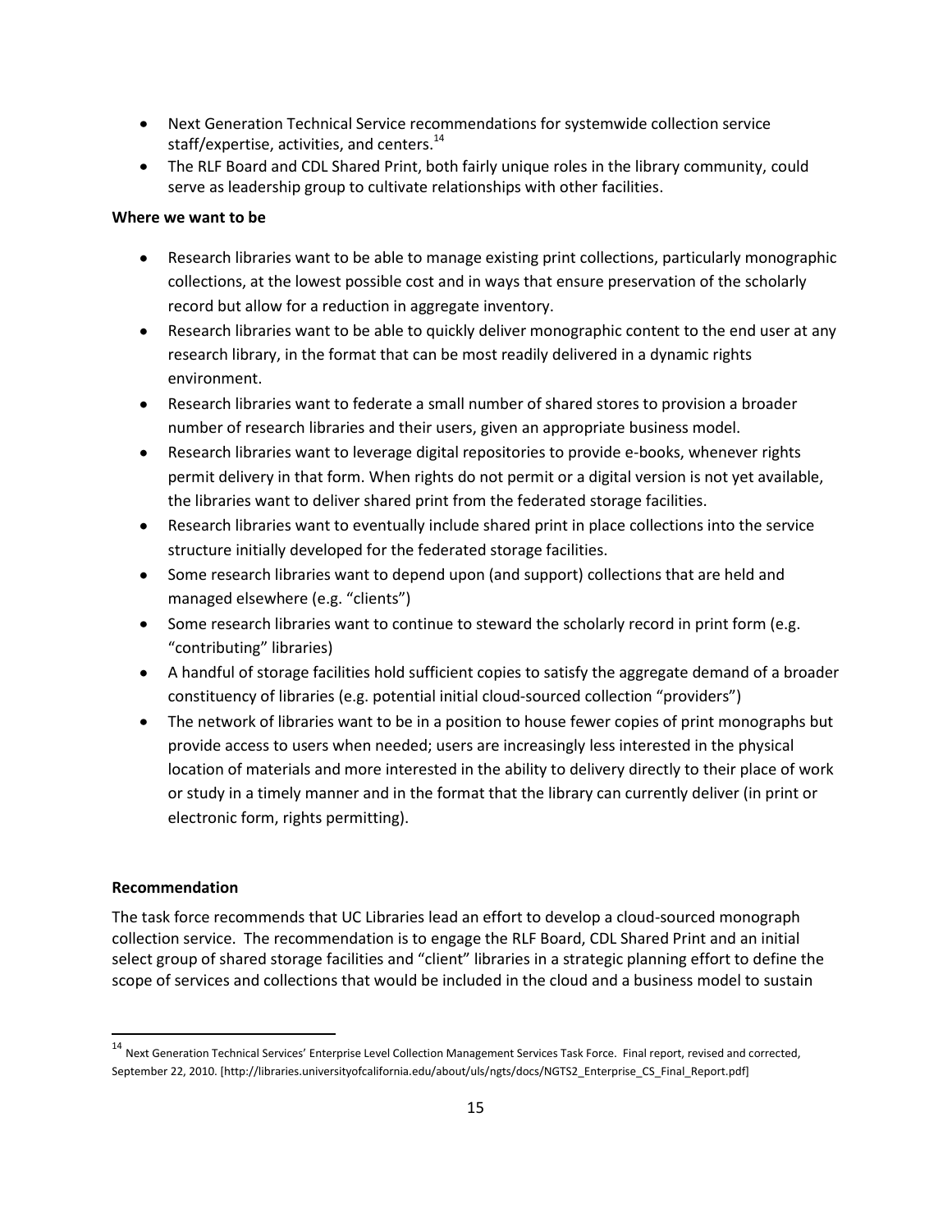- Next Generation Technical Service recommendations for systemwide collection service staff/expertise, activities, and centers.[14]
- The RLF Board and CDL Shared Print, both fairly unique roles in the library community, could serve as leadership group to cultivate relationships with other facilities.

**Where we want to be**

- Research libraries want to be able to manage existing print collections, particularly monographic collections, at the lowest possible cost and in ways that ensure preservation of the scholarly record but allow for a reduction in aggregate inventory.
- Research libraries want to be able to quickly deliver monographic content to the end user at any research library, in the format that can be most readily delivered in a dynamic rights environment.
- Research libraries want to federate a small number of shared stores to provision a broader number of research libraries and their users, given an appropriate business model.
- Research libraries want to leverage digital repositories to provide e-books, whenever rights permit delivery in that form. When rights do not permit or a digital version is not yet available, the libraries want to deliver shared print from the federated storage facilities.
- Research libraries want to eventually include shared print in place collections into the service structure initially developed for the federated storage facilities.
- Some research libraries want to depend upon (and support) collections that are held and managed elsewhere (e.g. "clients")
- Some research libraries want to continue to steward the scholarly record in print form (e.g. "contributing" libraries)
- A handful of storage facilities hold sufficient copies to satisfy the aggregate demand of a broader constituency of libraries (e.g. potential initial cloud-sourced collection "providers")
- The network of libraries want to be in a position to house fewer copies of print monographs but provide access to users when needed; users are increasingly less interested in the physical location of materials and more interested in the ability to delivery directly to their place of work or study in a timely manner and in the format that the library can currently deliver (in print or electronic form, rights permitting).

**Recommendation**

The task force recommends that UC Libraries lead an effort to develop a cloud-sourced monograph collection service. The recommendation is to engage the RLF Board, CDL Shared Print and an initial select group of shared storage facilities and "client" libraries in a strategic planning effort to define the scope of services and collections that would be included in the cloud and a business model to sustain

[14] Next Generation Technical Services' Enterprise Level Collection Management Services Task Force. Final report, revised and corrected, September 22, 2010. [http://libraries.universityofcalifornia.edu/about/uls/ngts/docs/NGTS2_Enterprise_CS_Final_Report.pdf]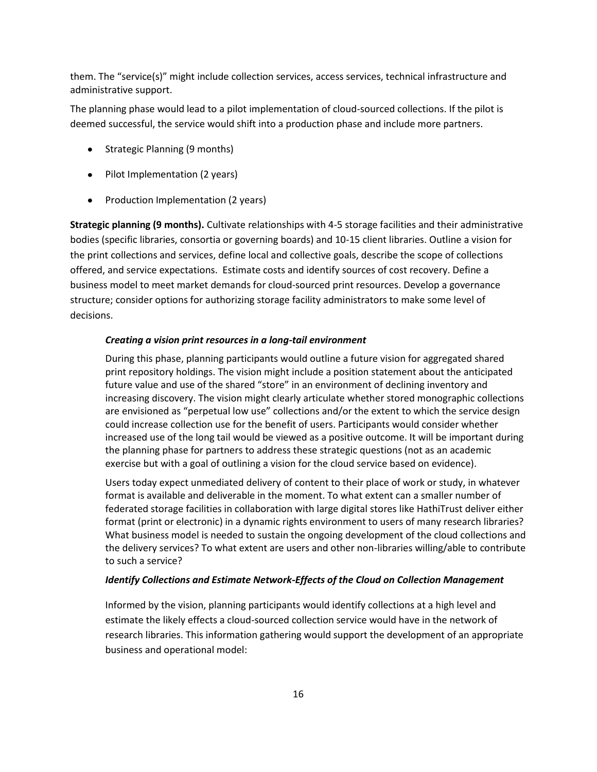them. The "service(s)" might include collection services, access services, technical infrastructure and administrative support.

The planning phase would lead to a pilot implementation of cloud-sourced collections. If the pilot is deemed successful, the service would shift into a production phase and include more partners.

- Strategic Planning (9 months)
- Pilot Implementation (2 years)
- Production Implementation (2 years)

**Strategic planning (9 months).** Cultivate relationships with 4-5 storage facilities and their administrative bodies (specific libraries, consortia or governing boards) and 10-15 client libraries. Outline a vision for the print collections and services, define local and collective goals, describe the scope of collections offered, and service expectations. Estimate costs and identify sources of cost recovery. Define a business model to meet market demands for cloud-sourced print resources. Develop a governance structure; consider options for authorizing storage facility administrators to make some level of decisions.

***Creating a vision print resources in a long-tail environment***

During this phase, planning participants would outline a future vision for aggregated shared print repository holdings. The vision might include a position statement about the anticipated future value and use of the shared "store" in an environment of declining inventory and increasing discovery. The vision might clearly articulate whether stored monographic collections are envisioned as "perpetual low use" collections and/or the extent to which the service design could increase collection use for the benefit of users. Participants would consider whether increased use of the long tail would be viewed as a positive outcome. It will be important during the planning phase for partners to address these strategic questions (not as an academic exercise but with a goal of outlining a vision for the cloud service based on evidence).

Users today expect unmediated delivery of content to their place of work or study, in whatever format is available and deliverable in the moment. To what extent can a smaller number of federated storage facilities in collaboration with large digital stores like HathiTrust deliver either format (print or electronic) in a dynamic rights environment to users of many research libraries? What business model is needed to sustain the ongoing development of the cloud collections and the delivery services? To what extent are users and other non-libraries willing/able to contribute to such a service?

***Identify Collections and Estimate Network-Effects of the Cloud on Collection Management***

Informed by the vision, planning participants would identify collections at a high level and estimate the likely effects a cloud-sourced collection service would have in the network of research libraries. This information gathering would support the development of an appropriate business and operational model: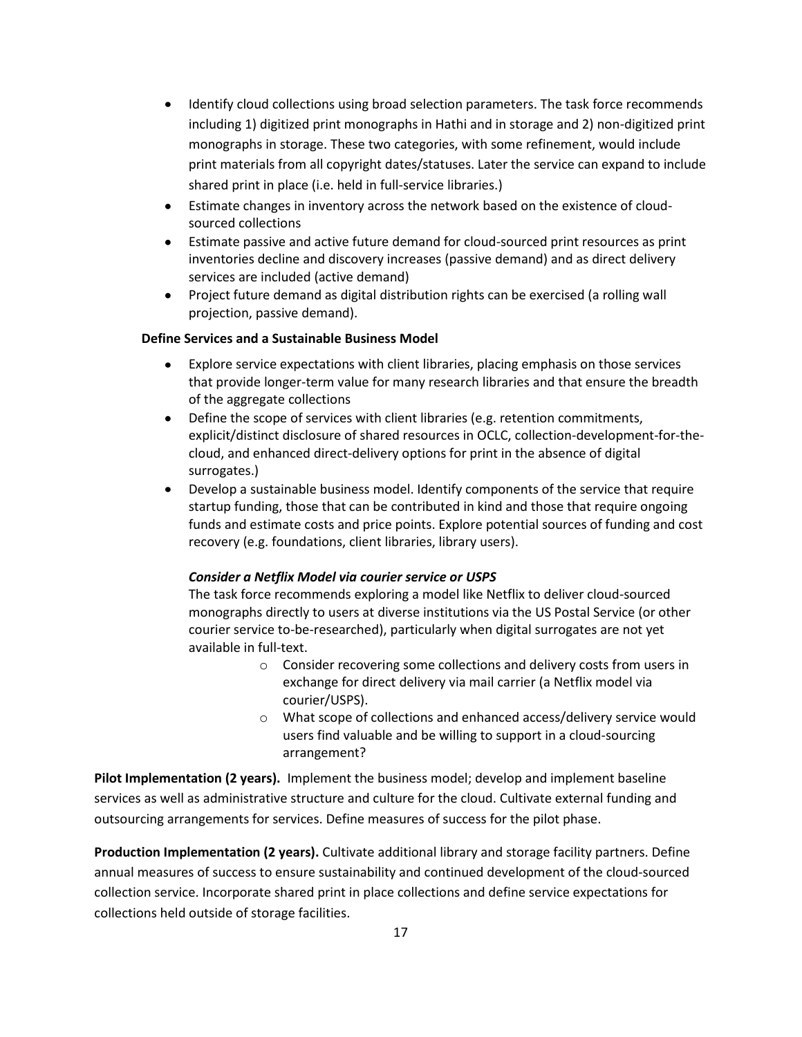- Identify cloud collections using broad selection parameters. The task force recommends including 1) digitized print monographs in Hathi and in storage and 2) non-digitized print monographs in storage. These two categories, with some refinement, would include print materials from all copyright dates/statuses. Later the service can expand to include shared print in place (i.e. held in full-service libraries.)
- Estimate changes in inventory across the network based on the existence of cloud-sourced collections
- Estimate passive and active future demand for cloud-sourced print resources as print inventories decline and discovery increases (passive demand) and as direct delivery services are included (active demand)
- Project future demand as digital distribution rights can be exercised (a rolling wall projection, passive demand).

**Define Services and a Sustainable Business Model**

- Explore service expectations with client libraries, placing emphasis on those services that provide longer-term value for many research libraries and that ensure the breadth of the aggregate collections
- Define the scope of services with client libraries (e.g. retention commitments, explicit/distinct disclosure of shared resources in OCLC, collection-development-for-the-cloud, and enhanced direct-delivery options for print in the absence of digital surrogates.)
- Develop a sustainable business model. Identify components of the service that require startup funding, those that can be contributed in kind and those that require ongoing funds and estimate costs and price points. Explore potential sources of funding and cost recovery (e.g. foundations, client libraries, library users).

***Consider a Netflix Model via courier service or USPS***

The task force recommends exploring a model like Netflix to deliver cloud-sourced monographs directly to users at diverse institutions via the US Postal Service (or other courier service to-be-researched), particularly when digital surrogates are not yet available in full-text.

- Consider recovering some collections and delivery costs from users in exchange for direct delivery via mail carrier (a Netflix model via courier/USPS).
- What scope of collections and enhanced access/delivery service would users find valuable and be willing to support in a cloud-sourcing arrangement?

**Pilot Implementation (2 years).** Implement the business model; develop and implement baseline services as well as administrative structure and culture for the cloud. Cultivate external funding and outsourcing arrangements for services. Define measures of success for the pilot phase.

**Production Implementation (2 years).** Cultivate additional library and storage facility partners. Define annual measures of success to ensure sustainability and continued development of the cloud-sourced collection service. Incorporate shared print in place collections and define service expectations for collections held outside of storage facilities.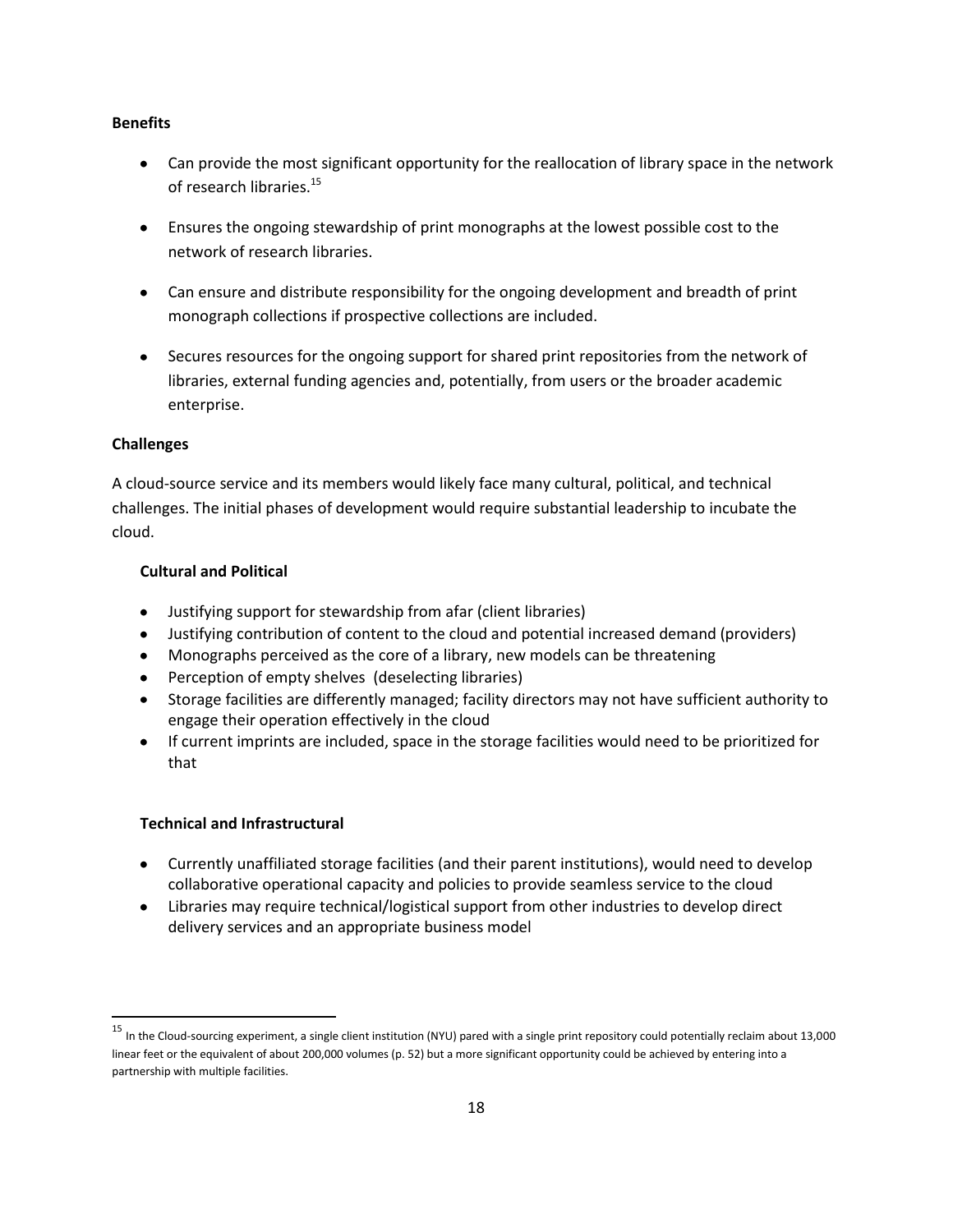**Benefits**

- Can provide the most significant opportunity for the reallocation of library space in the network of research libraries.[15]
- Ensures the ongoing stewardship of print monographs at the lowest possible cost to the network of research libraries.
- Can ensure and distribute responsibility for the ongoing development and breadth of print monograph collections if prospective collections are included.
- Secures resources for the ongoing support for shared print repositories from the network of libraries, external funding agencies and, potentially, from users or the broader academic enterprise.

**Challenges**

A cloud-source service and its members would likely face many cultural, political, and technical challenges. The initial phases of development would require substantial leadership to incubate the cloud.

**Cultural and Political**

- Justifying support for stewardship from afar (client libraries)
- Justifying contribution of content to the cloud and potential increased demand (providers)
- Monographs perceived as the core of a library, new models can be threatening
- Perception of empty shelves (deselecting libraries)
- Storage facilities are differently managed; facility directors may not have sufficient authority to engage their operation effectively in the cloud
- If current imprints are included, space in the storage facilities would need to be prioritized for that

**Technical and Infrastructural**

- Currently unaffiliated storage facilities (and their parent institutions), would need to develop collaborative operational capacity and policies to provide seamless service to the cloud
- Libraries may require technical/logistical support from other industries to develop direct delivery services and an appropriate business model

[15] In the Cloud-sourcing experiment, a single client institution (NYU) pared with a single print repository could potentially reclaim about 13,000 linear feet or the equivalent of about 200,000 volumes (p. 52) but a more significant opportunity could be achieved by entering into a partnership with multiple facilities.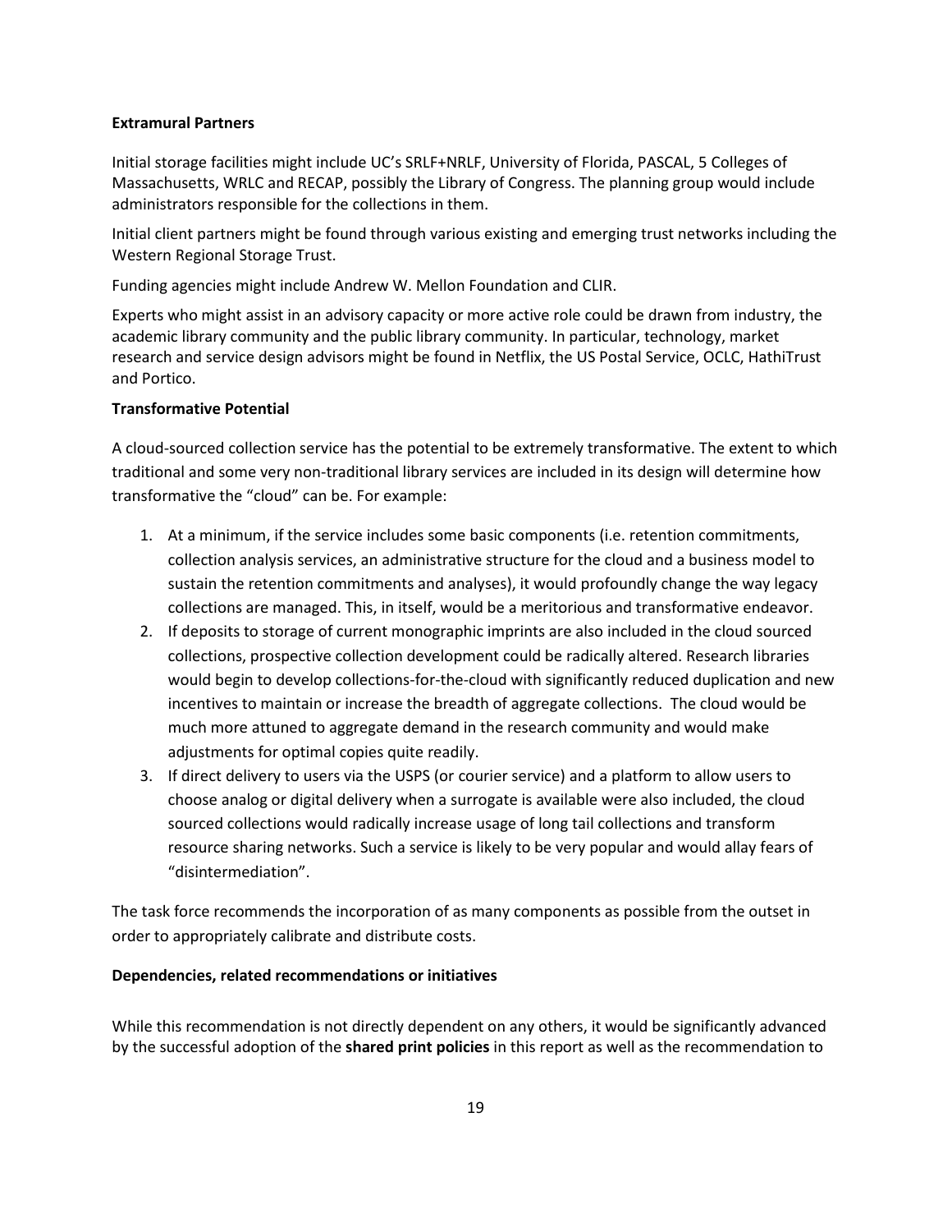**Extramural Partners**

Initial storage facilities might include UC's SRLF+NRLF, University of Florida, PASCAL, 5 Colleges of Massachusetts, WRLC and RECAP, possibly the Library of Congress. The planning group would include administrators responsible for the collections in them.

Initial client partners might be found through various existing and emerging trust networks including the Western Regional Storage Trust.

Funding agencies might include Andrew W. Mellon Foundation and CLIR.

Experts who might assist in an advisory capacity or more active role could be drawn from industry, the academic library community and the public library community. In particular, technology, market research and service design advisors might be found in Netflix, the US Postal Service, OCLC, HathiTrust and Portico.

**Transformative Potential**

A cloud-sourced collection service has the potential to be extremely transformative. The extent to which traditional and some very non-traditional library services are included in its design will determine how transformative the "cloud" can be. For example:

1. At a minimum, if the service includes some basic components (i.e. retention commitments, collection analysis services, an administrative structure for the cloud and a business model to sustain the retention commitments and analyses), it would profoundly change the way legacy collections are managed. This, in itself, would be a meritorious and transformative endeavor.
2. If deposits to storage of current monographic imprints are also included in the cloud sourced collections, prospective collection development could be radically altered. Research libraries would begin to develop collections-for-the-cloud with significantly reduced duplication and new incentives to maintain or increase the breadth of aggregate collections. The cloud would be much more attuned to aggregate demand in the research community and would make adjustments for optimal copies quite readily.
3. If direct delivery to users via the USPS (or courier service) and a platform to allow users to choose analog or digital delivery when a surrogate is available were also included, the cloud sourced collections would radically increase usage of long tail collections and transform resource sharing networks. Such a service is likely to be very popular and would allay fears of "disintermediation".

The task force recommends the incorporation of as many components as possible from the outset in order to appropriately calibrate and distribute costs.

**Dependencies, related recommendations or initiatives**

While this recommendation is not directly dependent on any others, it would be significantly advanced by the successful adoption of the **shared print policies** in this report as well as the recommendation to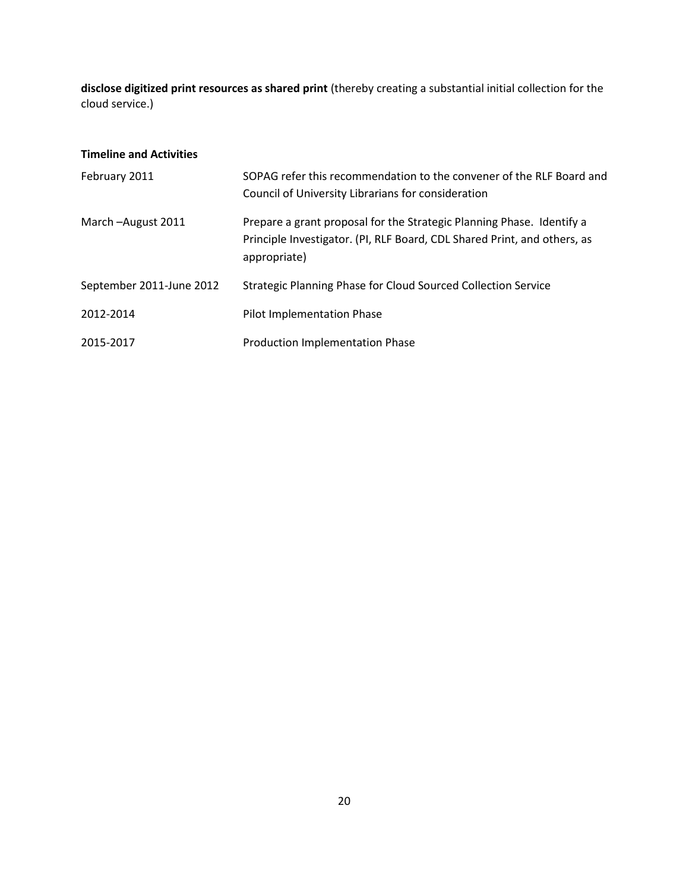**disclose digitized print resources as shared print** (thereby creating a substantial initial collection for the cloud service.)

**Timeline and Activities**

| | |
|---|---|
| February 2011 | SOPAG refer this recommendation to the convener of the RLF Board and Council of University Librarians for consideration |
| March –August 2011 | Prepare a grant proposal for the Strategic Planning Phase. Identify a Principle Investigator. (PI, RLF Board, CDL Shared Print, and others, as appropriate) |
| September 2011-June 2012 | Strategic Planning Phase for Cloud Sourced Collection Service |
| 2012-2014 | Pilot Implementation Phase |
| 2015-2017 | Production Implementation Phase |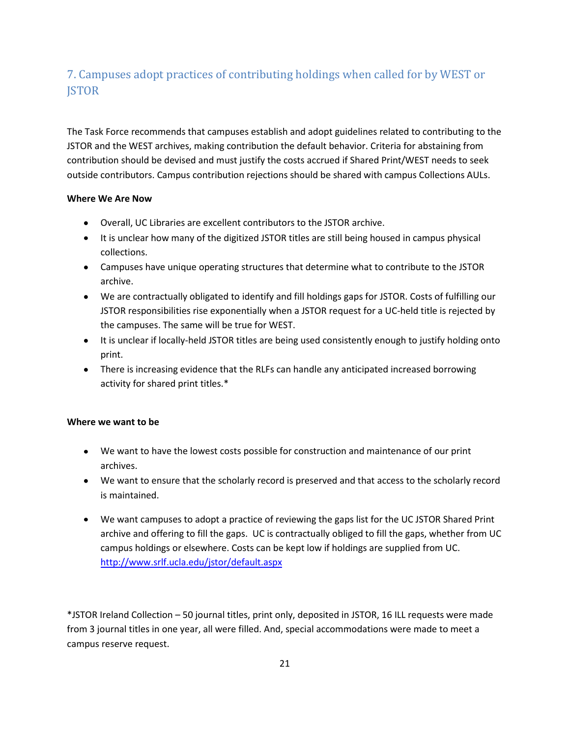## 7. Campuses adopt practices of contributing holdings when called for by WEST or JSTOR

The Task Force recommends that campuses establish and adopt guidelines related to contributing to the JSTOR and the WEST archives, making contribution the default behavior. Criteria for abstaining from contribution should be devised and must justify the costs accrued if Shared Print/WEST needs to seek outside contributors. Campus contribution rejections should be shared with campus Collections AULs.

**Where We Are Now**

- Overall, UC Libraries are excellent contributors to the JSTOR archive.
- It is unclear how many of the digitized JSTOR titles are still being housed in campus physical collections.
- Campuses have unique operating structures that determine what to contribute to the JSTOR archive.
- We are contractually obligated to identify and fill holdings gaps for JSTOR. Costs of fulfilling our JSTOR responsibilities rise exponentially when a JSTOR request for a UC-held title is rejected by the campuses. The same will be true for WEST.
- It is unclear if locally-held JSTOR titles are being used consistently enough to justify holding onto print.
- There is increasing evidence that the RLFs can handle any anticipated increased borrowing activity for shared print titles.*

**Where we want to be**

- We want to have the lowest costs possible for construction and maintenance of our print archives.
- We want to ensure that the scholarly record is preserved and that access to the scholarly record is maintained.
- We want campuses to adopt a practice of reviewing the gaps list for the UC JSTOR Shared Print archive and offering to fill the gaps. UC is contractually obliged to fill the gaps, whether from UC campus holdings or elsewhere. Costs can be kept low if holdings are supplied from UC. http://www.srlf.ucla.edu/jstor/default.aspx

*JSTOR Ireland Collection – 50 journal titles, print only, deposited in JSTOR, 16 ILL requests were made from 3 journal titles in one year, all were filled. And, special accommodations were made to meet a campus reserve request.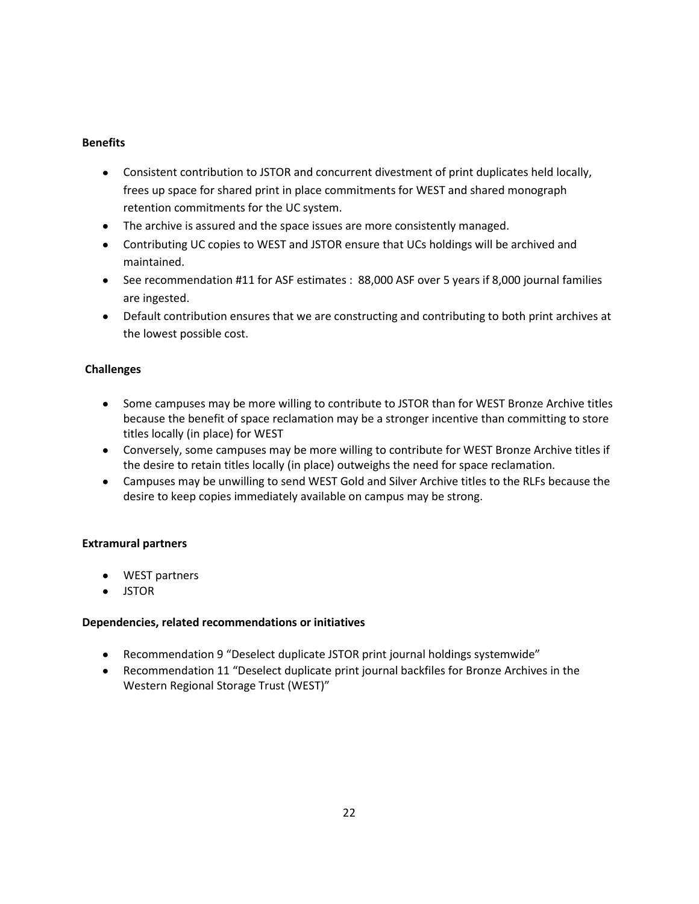**Benefits**

- Consistent contribution to JSTOR and concurrent divestment of print duplicates held locally, frees up space for shared print in place commitments for WEST and shared monograph retention commitments for the UC system.
- The archive is assured and the space issues are more consistently managed.
- Contributing UC copies to WEST and JSTOR ensure that UCs holdings will be archived and maintained.
- See recommendation #11 for ASF estimates : 88,000 ASF over 5 years if 8,000 journal families are ingested.
- Default contribution ensures that we are constructing and contributing to both print archives at the lowest possible cost.

**Challenges**

- Some campuses may be more willing to contribute to JSTOR than for WEST Bronze Archive titles because the benefit of space reclamation may be a stronger incentive than committing to store titles locally (in place) for WEST
- Conversely, some campuses may be more willing to contribute for WEST Bronze Archive titles if the desire to retain titles locally (in place) outweighs the need for space reclamation.
- Campuses may be unwilling to send WEST Gold and Silver Archive titles to the RLFs because the desire to keep copies immediately available on campus may be strong.

**Extramural partners**

- WEST partners
- JSTOR

**Dependencies, related recommendations or initiatives**

- Recommendation 9 "Deselect duplicate JSTOR print journal holdings systemwide"
- Recommendation 11 "Deselect duplicate print journal backfiles for Bronze Archives in the Western Regional Storage Trust (WEST)"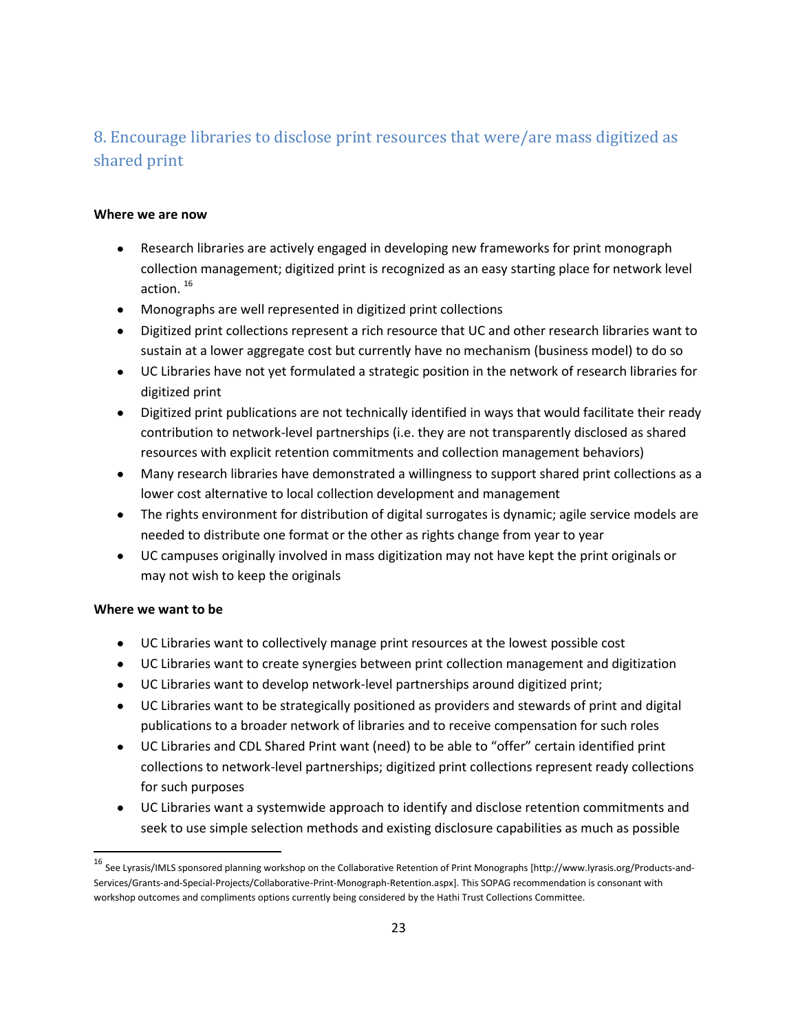## 8. Encourage libraries to disclose print resources that were/are mass digitized as shared print

**Where we are now**

- Research libraries are actively engaged in developing new frameworks for print monograph collection management; digitized print is recognized as an easy starting place for network level action. [16]
- Monographs are well represented in digitized print collections
- Digitized print collections represent a rich resource that UC and other research libraries want to sustain at a lower aggregate cost but currently have no mechanism (business model) to do so
- UC Libraries have not yet formulated a strategic position in the network of research libraries for digitized print
- Digitized print publications are not technically identified in ways that would facilitate their ready contribution to network-level partnerships (i.e. they are not transparently disclosed as shared resources with explicit retention commitments and collection management behaviors)
- Many research libraries have demonstrated a willingness to support shared print collections as a lower cost alternative to local collection development and management
- The rights environment for distribution of digital surrogates is dynamic; agile service models are needed to distribute one format or the other as rights change from year to year
- UC campuses originally involved in mass digitization may not have kept the print originals or may not wish to keep the originals

**Where we want to be**

- UC Libraries want to collectively manage print resources at the lowest possible cost
- UC Libraries want to create synergies between print collection management and digitization
- UC Libraries want to develop network-level partnerships around digitized print;
- UC Libraries want to be strategically positioned as providers and stewards of print and digital publications to a broader network of libraries and to receive compensation for such roles
- UC Libraries and CDL Shared Print want (need) to be able to "offer" certain identified print collections to network-level partnerships; digitized print collections represent ready collections for such purposes
- UC Libraries want a systemwide approach to identify and disclose retention commitments and seek to use simple selection methods and existing disclosure capabilities as much as possible

[16] See Lyrasis/IMLS sponsored planning workshop on the Collaborative Retention of Print Monographs [http://www.lyrasis.org/Products-and-Services/Grants-and-Special-Projects/Collaborative-Print-Monograph-Retention.aspx]. This SOPAG recommendation is consonant with workshop outcomes and compliments options currently being considered by the Hathi Trust Collections Committee.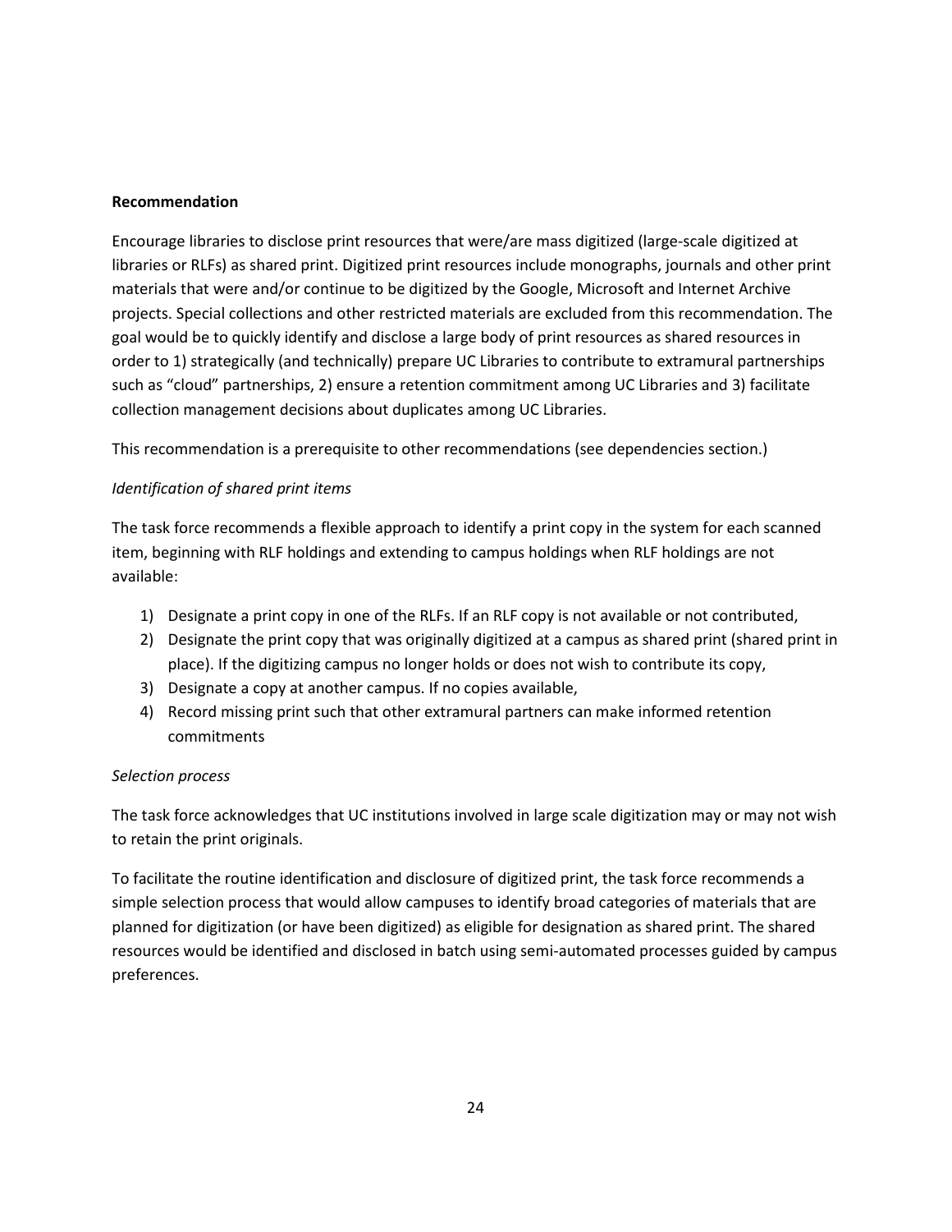**Recommendation**

Encourage libraries to disclose print resources that were/are mass digitized (large-scale digitized at libraries or RLFs) as shared print. Digitized print resources include monographs, journals and other print materials that were and/or continue to be digitized by the Google, Microsoft and Internet Archive projects. Special collections and other restricted materials are excluded from this recommendation. The goal would be to quickly identify and disclose a large body of print resources as shared resources in order to 1) strategically (and technically) prepare UC Libraries to contribute to extramural partnerships such as "cloud" partnerships, 2) ensure a retention commitment among UC Libraries and 3) facilitate collection management decisions about duplicates among UC Libraries.

This recommendation is a prerequisite to other recommendations (see dependencies section.)

*Identification of shared print items*

The task force recommends a flexible approach to identify a print copy in the system for each scanned item, beginning with RLF holdings and extending to campus holdings when RLF holdings are not available:

1) Designate a print copy in one of the RLFs. If an RLF copy is not available or not contributed,
2) Designate the print copy that was originally digitized at a campus as shared print (shared print in place). If the digitizing campus no longer holds or does not wish to contribute its copy,
3) Designate a copy at another campus. If no copies available,
4) Record missing print such that other extramural partners can make informed retention commitments

*Selection process*

The task force acknowledges that UC institutions involved in large scale digitization may or may not wish to retain the print originals.

To facilitate the routine identification and disclosure of digitized print, the task force recommends a simple selection process that would allow campuses to identify broad categories of materials that are planned for digitization (or have been digitized) as eligible for designation as shared print. The shared resources would be identified and disclosed in batch using semi-automated processes guided by campus preferences.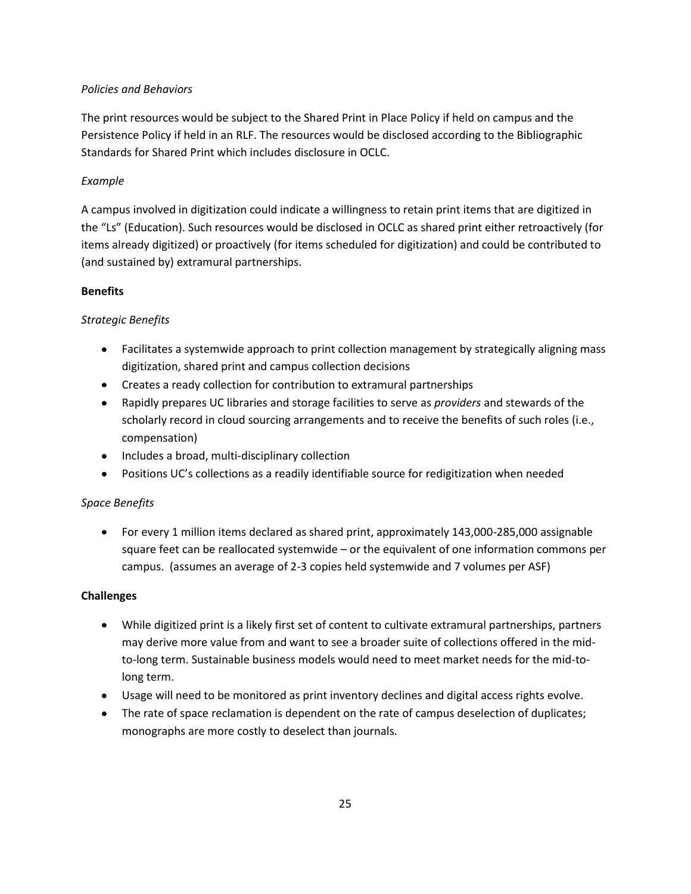*Policies and Behaviors*

The print resources would be subject to the Shared Print in Place Policy if held on campus and the Persistence Policy if held in an RLF. The resources would be disclosed according to the Bibliographic Standards for Shared Print which includes disclosure in OCLC.

*Example*

A campus involved in digitization could indicate a willingness to retain print items that are digitized in the "Ls" (Education). Such resources would be disclosed in OCLC as shared print either retroactively (for items already digitized) or proactively (for items scheduled for digitization) and could be contributed to (and sustained by) extramural partnerships.

**Benefits**

*Strategic Benefits*

- Facilitates a systemwide approach to print collection management by strategically aligning mass digitization, shared print and campus collection decisions
- Creates a ready collection for contribution to extramural partnerships
- Rapidly prepares UC libraries and storage facilities to serve as *providers* and stewards of the scholarly record in cloud sourcing arrangements and to receive the benefits of such roles (i.e., compensation)
- Includes a broad, multi-disciplinary collection
- Positions UC's collections as a readily identifiable source for redigitization when needed

*Space Benefits*

- For every 1 million items declared as shared print, approximately 143,000-285,000 assignable square feet can be reallocated systemwide – or the equivalent of one information commons per campus. (assumes an average of 2-3 copies held systemwide and 7 volumes per ASF)

**Challenges**

- While digitized print is a likely first set of content to cultivate extramural partnerships, partners may derive more value from and want to see a broader suite of collections offered in the mid-to-long term. Sustainable business models would need to meet market needs for the mid-to-long term.
- Usage will need to be monitored as print inventory declines and digital access rights evolve.
- The rate of space reclamation is dependent on the rate of campus deselection of duplicates; monographs are more costly to deselect than journals.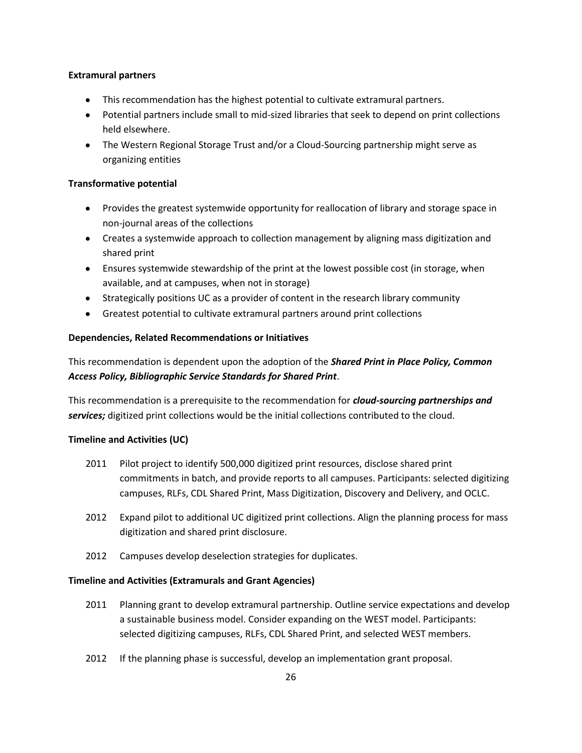**Extramural partners**

- This recommendation has the highest potential to cultivate extramural partners.
- Potential partners include small to mid-sized libraries that seek to depend on print collections held elsewhere.
- The Western Regional Storage Trust and/or a Cloud-Sourcing partnership might serve as organizing entities

**Transformative potential**

- Provides the greatest systemwide opportunity for reallocation of library and storage space in non-journal areas of the collections
- Creates a systemwide approach to collection management by aligning mass digitization and shared print
- Ensures systemwide stewardship of the print at the lowest possible cost (in storage, when available, and at campuses, when not in storage)
- Strategically positions UC as a provider of content in the research library community
- Greatest potential to cultivate extramural partners around print collections

**Dependencies, Related Recommendations or Initiatives**

This recommendation is dependent upon the adoption of the ***Shared Print in Place Policy, Common Access Policy, Bibliographic Service Standards for Shared Print***.

This recommendation is a prerequisite to the recommendation for ***cloud-sourcing partnerships and services;*** digitized print collections would be the initial collections contributed to the cloud.

**Timeline and Activities (UC)**

2011 Pilot project to identify 500,000 digitized print resources, disclose shared print commitments in batch, and provide reports to all campuses. Participants: selected digitizing campuses, RLFs, CDL Shared Print, Mass Digitization, Discovery and Delivery, and OCLC.

2012 Expand pilot to additional UC digitized print collections. Align the planning process for mass digitization and shared print disclosure.

2012 Campuses develop deselection strategies for duplicates.

**Timeline and Activities (Extramurals and Grant Agencies)**

2011 Planning grant to develop extramural partnership. Outline service expectations and develop a sustainable business model. Consider expanding on the WEST model. Participants: selected digitizing campuses, RLFs, CDL Shared Print, and selected WEST members.

2012 If the planning phase is successful, develop an implementation grant proposal.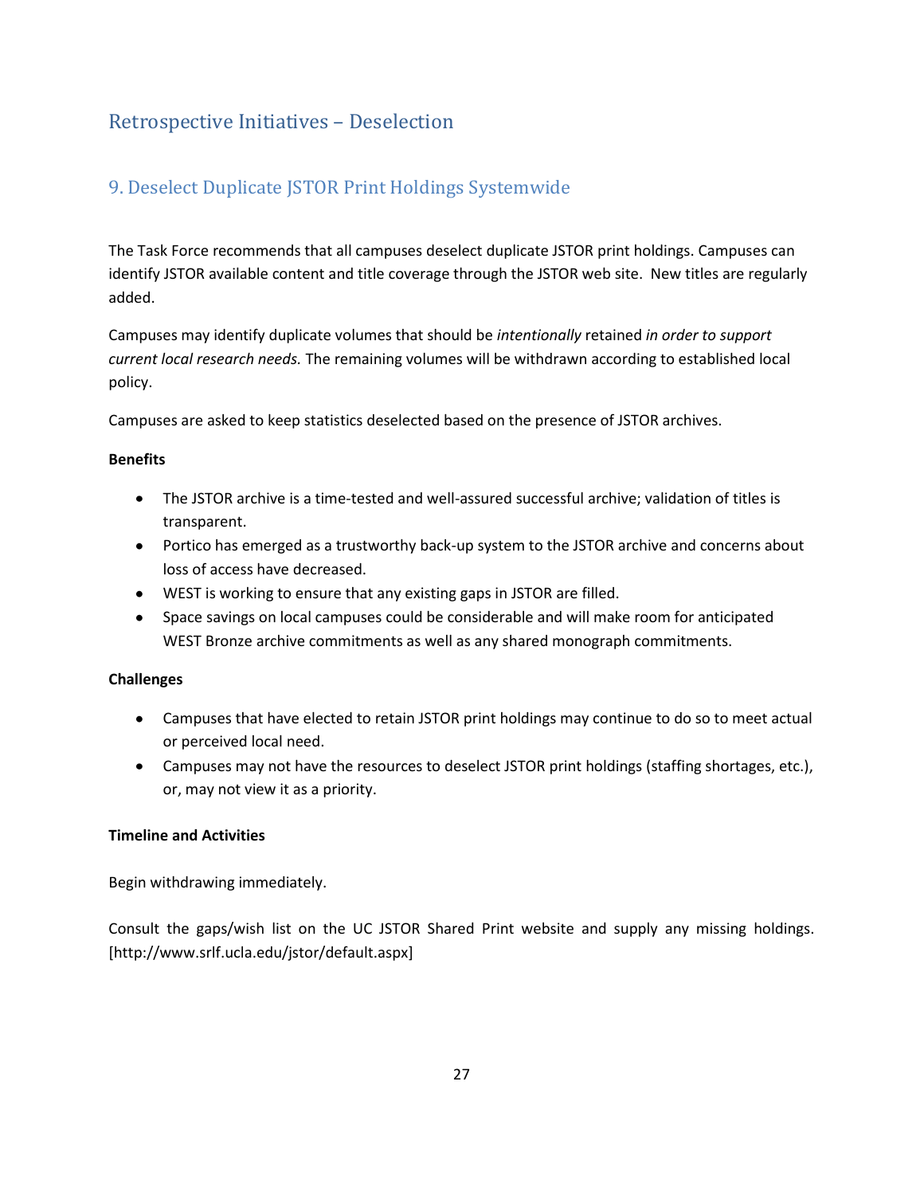## Retrospective Initiatives – Deselection

### 9. Deselect Duplicate JSTOR Print Holdings Systemwide

The Task Force recommends that all campuses deselect duplicate JSTOR print holdings. Campuses can identify JSTOR available content and title coverage through the JSTOR web site. New titles are regularly added.

Campuses may identify duplicate volumes that should be *intentionally* retained *in order to support current local research needs.* The remaining volumes will be withdrawn according to established local policy.

Campuses are asked to keep statistics deselected based on the presence of JSTOR archives.

**Benefits**

- The JSTOR archive is a time-tested and well-assured successful archive; validation of titles is transparent.
- Portico has emerged as a trustworthy back-up system to the JSTOR archive and concerns about loss of access have decreased.
- WEST is working to ensure that any existing gaps in JSTOR are filled.
- Space savings on local campuses could be considerable and will make room for anticipated WEST Bronze archive commitments as well as any shared monograph commitments.

**Challenges**

- Campuses that have elected to retain JSTOR print holdings may continue to do so to meet actual or perceived local need.
- Campuses may not have the resources to deselect JSTOR print holdings (staffing shortages, etc.), or, may not view it as a priority.

**Timeline and Activities**

Begin withdrawing immediately.

Consult the gaps/wish list on the UC JSTOR Shared Print website and supply any missing holdings. [http://www.srlf.ucla.edu/jstor/default.aspx]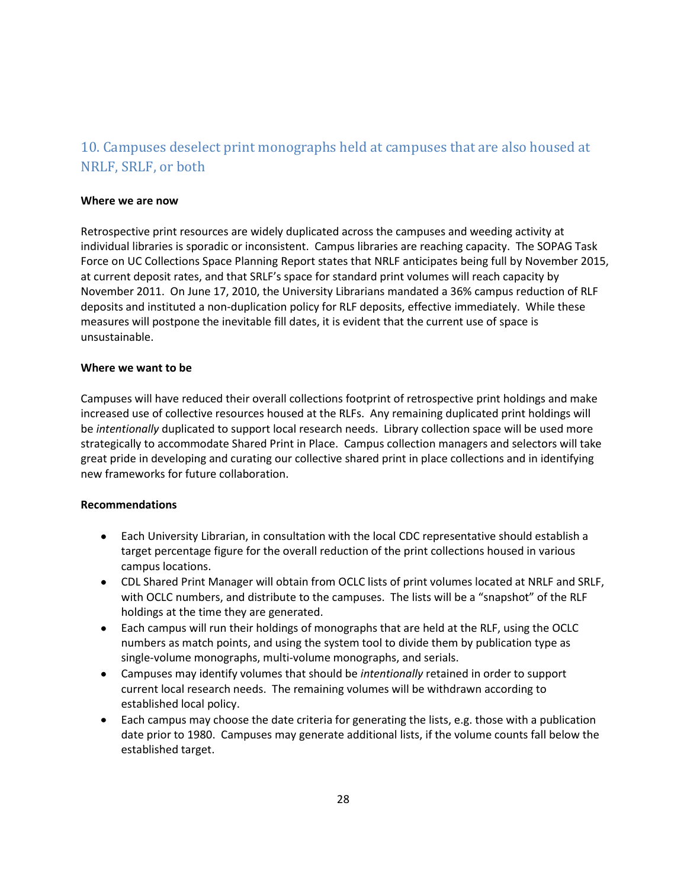## 10. Campuses deselect print monographs held at campuses that are also housed at NRLF, SRLF, or both

**Where we are now**

Retrospective print resources are widely duplicated across the campuses and weeding activity at individual libraries is sporadic or inconsistent. Campus libraries are reaching capacity. The SOPAG Task Force on UC Collections Space Planning Report states that NRLF anticipates being full by November 2015, at current deposit rates, and that SRLF's space for standard print volumes will reach capacity by November 2011. On June 17, 2010, the University Librarians mandated a 36% campus reduction of RLF deposits and instituted a non-duplication policy for RLF deposits, effective immediately. While these measures will postpone the inevitable fill dates, it is evident that the current use of space is unsustainable.

**Where we want to be**

Campuses will have reduced their overall collections footprint of retrospective print holdings and make increased use of collective resources housed at the RLFs. Any remaining duplicated print holdings will be *intentionally* duplicated to support local research needs. Library collection space will be used more strategically to accommodate Shared Print in Place. Campus collection managers and selectors will take great pride in developing and curating our collective shared print in place collections and in identifying new frameworks for future collaboration.

**Recommendations**

- Each University Librarian, in consultation with the local CDC representative should establish a target percentage figure for the overall reduction of the print collections housed in various campus locations.
- CDL Shared Print Manager will obtain from OCLC lists of print volumes located at NRLF and SRLF, with OCLC numbers, and distribute to the campuses. The lists will be a "snapshot" of the RLF holdings at the time they are generated.
- Each campus will run their holdings of monographs that are held at the RLF, using the OCLC numbers as match points, and using the system tool to divide them by publication type as single-volume monographs, multi-volume monographs, and serials.
- Campuses may identify volumes that should be *intentionally* retained in order to support current local research needs. The remaining volumes will be withdrawn according to established local policy.
- Each campus may choose the date criteria for generating the lists, e.g. those with a publication date prior to 1980. Campuses may generate additional lists, if the volume counts fall below the established target.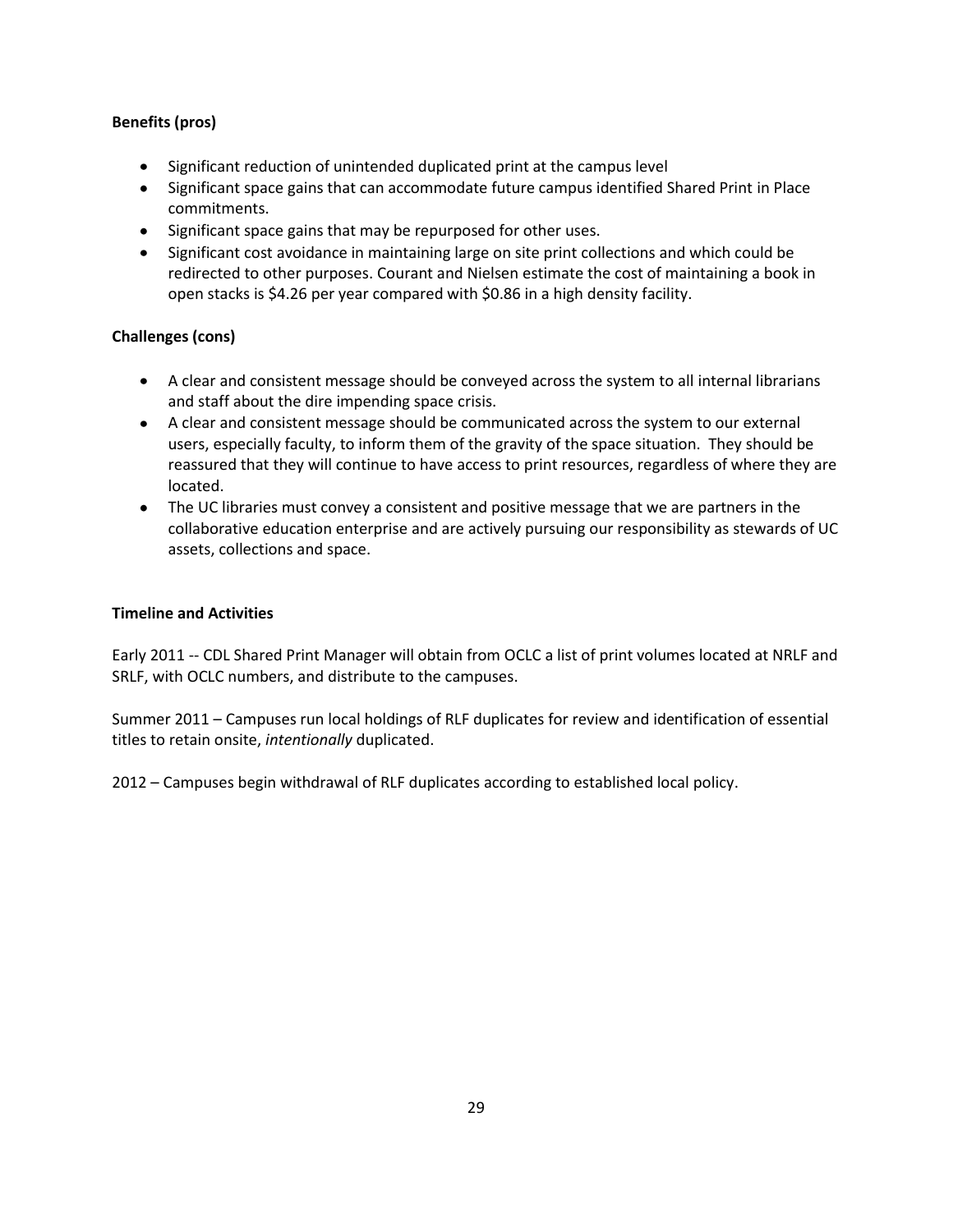**Benefits (pros)**

- Significant reduction of unintended duplicated print at the campus level
- Significant space gains that can accommodate future campus identified Shared Print in Place commitments.
- Significant space gains that may be repurposed for other uses.
- Significant cost avoidance in maintaining large on site print collections and which could be redirected to other purposes. Courant and Nielsen estimate the cost of maintaining a book in open stacks is $4.26 per year compared with $0.86 in a high density facility.

**Challenges (cons)**

- A clear and consistent message should be conveyed across the system to all internal librarians and staff about the dire impending space crisis.
- A clear and consistent message should be communicated across the system to our external users, especially faculty, to inform them of the gravity of the space situation. They should be reassured that they will continue to have access to print resources, regardless of where they are located.
- The UC libraries must convey a consistent and positive message that we are partners in the collaborative education enterprise and are actively pursuing our responsibility as stewards of UC assets, collections and space.

**Timeline and Activities**

Early 2011 -- CDL Shared Print Manager will obtain from OCLC a list of print volumes located at NRLF and SRLF, with OCLC numbers, and distribute to the campuses.

Summer 2011 – Campuses run local holdings of RLF duplicates for review and identification of essential titles to retain onsite, *intentionally* duplicated.

2012 – Campuses begin withdrawal of RLF duplicates according to established local policy.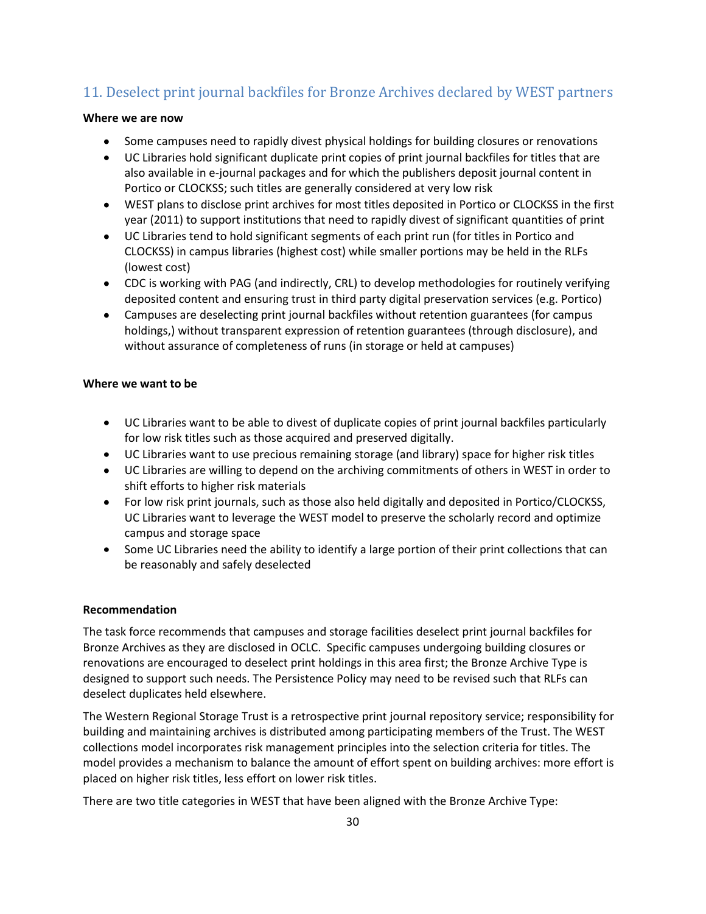## 11. Deselect print journal backfiles for Bronze Archives declared by WEST partners

**Where we are now**

- Some campuses need to rapidly divest physical holdings for building closures or renovations
- UC Libraries hold significant duplicate print copies of print journal backfiles for titles that are also available in e-journal packages and for which the publishers deposit journal content in Portico or CLOCKSS; such titles are generally considered at very low risk
- WEST plans to disclose print archives for most titles deposited in Portico or CLOCKSS in the first year (2011) to support institutions that need to rapidly divest of significant quantities of print
- UC Libraries tend to hold significant segments of each print run (for titles in Portico and CLOCKSS) in campus libraries (highest cost) while smaller portions may be held in the RLFs (lowest cost)
- CDC is working with PAG (and indirectly, CRL) to develop methodologies for routinely verifying deposited content and ensuring trust in third party digital preservation services (e.g. Portico)
- Campuses are deselecting print journal backfiles without retention guarantees (for campus holdings,) without transparent expression of retention guarantees (through disclosure), and without assurance of completeness of runs (in storage or held at campuses)

**Where we want to be**

- UC Libraries want to be able to divest of duplicate copies of print journal backfiles particularly for low risk titles such as those acquired and preserved digitally.
- UC Libraries want to use precious remaining storage (and library) space for higher risk titles
- UC Libraries are willing to depend on the archiving commitments of others in WEST in order to shift efforts to higher risk materials
- For low risk print journals, such as those also held digitally and deposited in Portico/CLOCKSS, UC Libraries want to leverage the WEST model to preserve the scholarly record and optimize campus and storage space
- Some UC Libraries need the ability to identify a large portion of their print collections that can be reasonably and safely deselected

**Recommendation**

The task force recommends that campuses and storage facilities deselect print journal backfiles for Bronze Archives as they are disclosed in OCLC. Specific campuses undergoing building closures or renovations are encouraged to deselect print holdings in this area first; the Bronze Archive Type is designed to support such needs. The Persistence Policy may need to be revised such that RLFs can deselect duplicates held elsewhere.

The Western Regional Storage Trust is a retrospective print journal repository service; responsibility for building and maintaining archives is distributed among participating members of the Trust. The WEST collections model incorporates risk management principles into the selection criteria for titles. The model provides a mechanism to balance the amount of effort spent on building archives: more effort is placed on higher risk titles, less effort on lower risk titles.

There are two title categories in WEST that have been aligned with the Bronze Archive Type: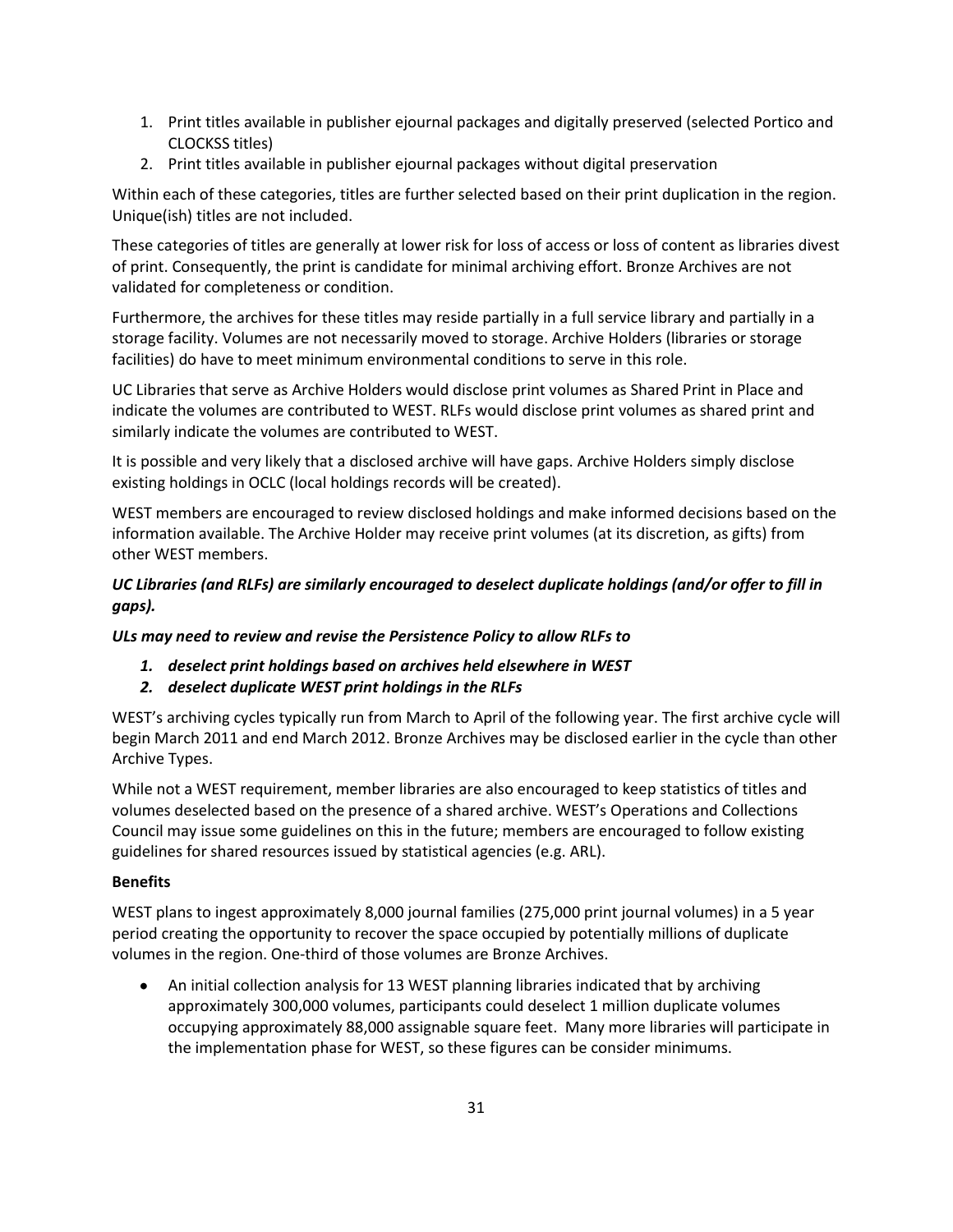1. Print titles available in publisher ejournal packages and digitally preserved (selected Portico and CLOCKSS titles)
2. Print titles available in publisher ejournal packages without digital preservation

Within each of these categories, titles are further selected based on their print duplication in the region. Unique(ish) titles are not included.

These categories of titles are generally at lower risk for loss of access or loss of content as libraries divest of print. Consequently, the print is candidate for minimal archiving effort. Bronze Archives are not validated for completeness or condition.

Furthermore, the archives for these titles may reside partially in a full service library and partially in a storage facility. Volumes are not necessarily moved to storage. Archive Holders (libraries or storage facilities) do have to meet minimum environmental conditions to serve in this role.

UC Libraries that serve as Archive Holders would disclose print volumes as Shared Print in Place and indicate the volumes are contributed to WEST. RLFs would disclose print volumes as shared print and similarly indicate the volumes are contributed to WEST.

It is possible and very likely that a disclosed archive will have gaps. Archive Holders simply disclose existing holdings in OCLC (local holdings records will be created).

WEST members are encouraged to review disclosed holdings and make informed decisions based on the information available. The Archive Holder may receive print volumes (at its discretion, as gifts) from other WEST members.

***UC Libraries (and RLFs) are similarly encouraged to deselect duplicate holdings (and/or offer to fill in gaps).***

***ULs may need to review and revise the Persistence Policy to allow RLFs to***

1. ***deselect print holdings based on archives held elsewhere in WEST***
2. ***deselect duplicate WEST print holdings in the RLFs***

WEST's archiving cycles typically run from March to April of the following year. The first archive cycle will begin March 2011 and end March 2012. Bronze Archives may be disclosed earlier in the cycle than other Archive Types.

While not a WEST requirement, member libraries are also encouraged to keep statistics of titles and volumes deselected based on the presence of a shared archive. WEST's Operations and Collections Council may issue some guidelines on this in the future; members are encouraged to follow existing guidelines for shared resources issued by statistical agencies (e.g. ARL).

**Benefits**

WEST plans to ingest approximately 8,000 journal families (275,000 print journal volumes) in a 5 year period creating the opportunity to recover the space occupied by potentially millions of duplicate volumes in the region. One-third of those volumes are Bronze Archives.

- An initial collection analysis for 13 WEST planning libraries indicated that by archiving approximately 300,000 volumes, participants could deselect 1 million duplicate volumes occupying approximately 88,000 assignable square feet. Many more libraries will participate in the implementation phase for WEST, so these figures can be consider minimums.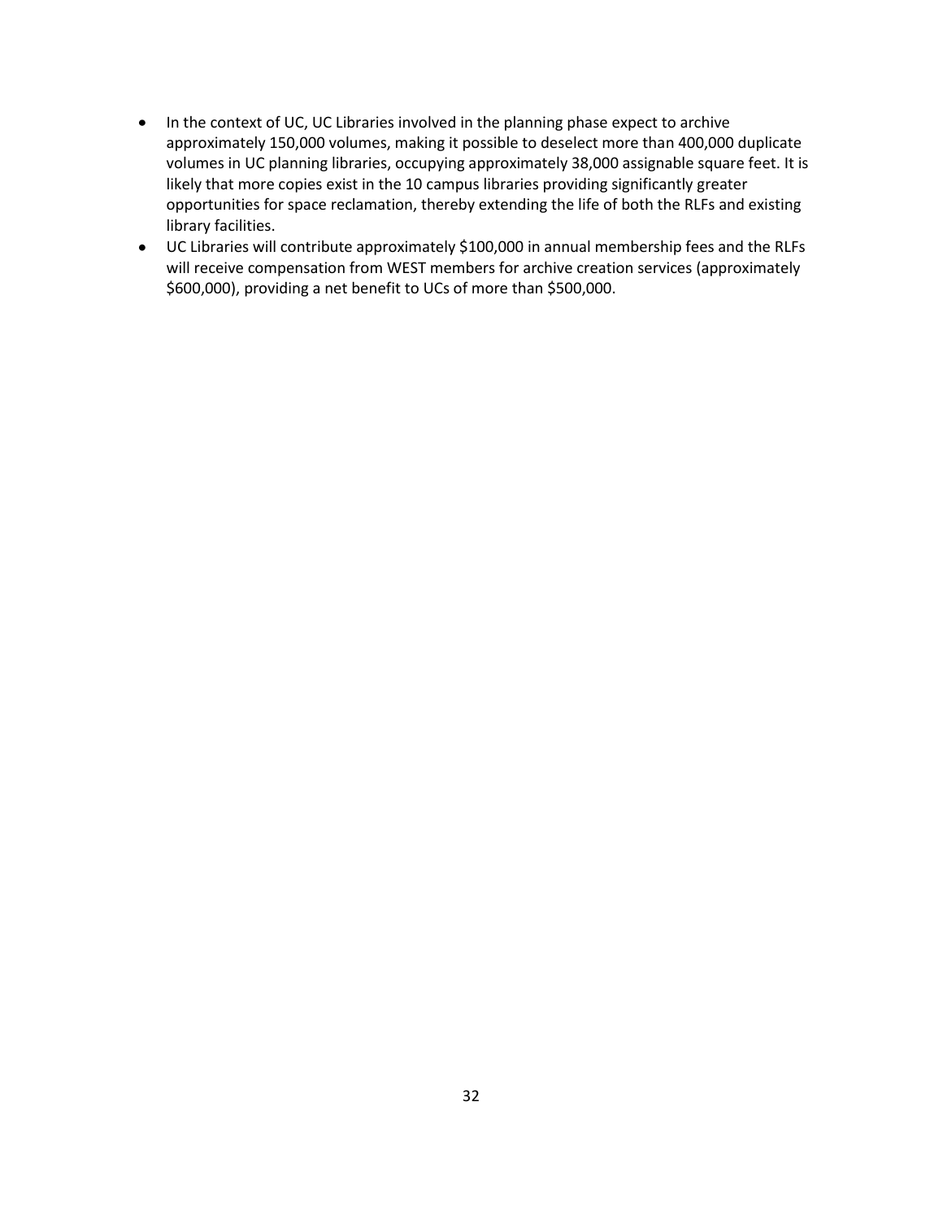- In the context of UC, UC Libraries involved in the planning phase expect to archive approximately 150,000 volumes, making it possible to deselect more than 400,000 duplicate volumes in UC planning libraries, occupying approximately 38,000 assignable square feet. It is likely that more copies exist in the 10 campus libraries providing significantly greater opportunities for space reclamation, thereby extending the life of both the RLFs and existing library facilities.
- UC Libraries will contribute approximately $100,000 in annual membership fees and the RLFs will receive compensation from WEST members for archive creation services (approximately $600,000), providing a net benefit to UCs of more than $500,000.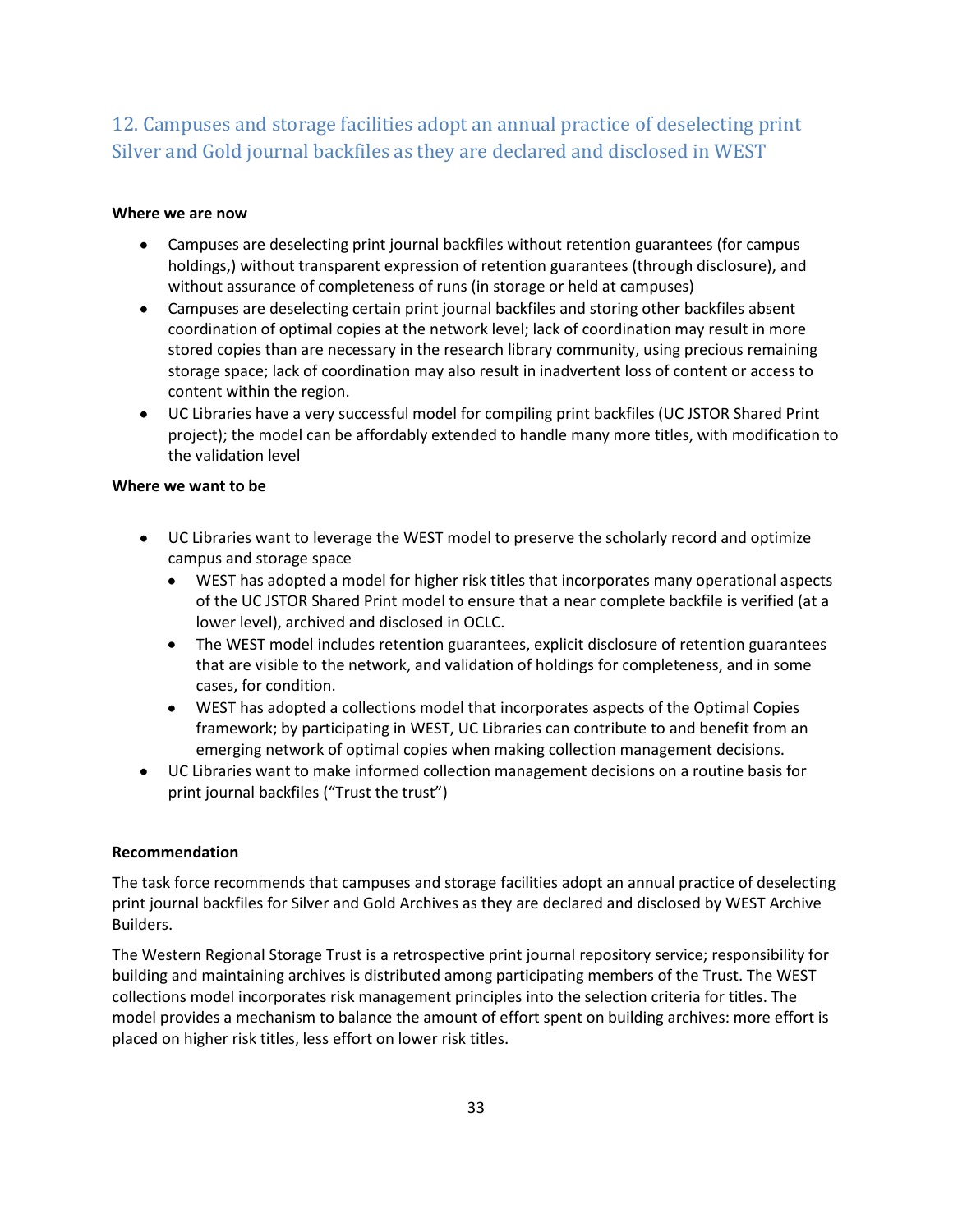## 12. Campuses and storage facilities adopt an annual practice of deselecting print Silver and Gold journal backfiles as they are declared and disclosed in WEST

**Where we are now**

- Campuses are deselecting print journal backfiles without retention guarantees (for campus holdings,) without transparent expression of retention guarantees (through disclosure), and without assurance of completeness of runs (in storage or held at campuses)
- Campuses are deselecting certain print journal backfiles and storing other backfiles absent coordination of optimal copies at the network level; lack of coordination may result in more stored copies than are necessary in the research library community, using precious remaining storage space; lack of coordination may also result in inadvertent loss of content or access to content within the region.
- UC Libraries have a very successful model for compiling print backfiles (UC JSTOR Shared Print project); the model can be affordably extended to handle many more titles, with modification to the validation level

**Where we want to be**

- UC Libraries want to leverage the WEST model to preserve the scholarly record and optimize campus and storage space
  - WEST has adopted a model for higher risk titles that incorporates many operational aspects of the UC JSTOR Shared Print model to ensure that a near complete backfile is verified (at a lower level), archived and disclosed in OCLC.
  - The WEST model includes retention guarantees, explicit disclosure of retention guarantees that are visible to the network, and validation of holdings for completeness, and in some cases, for condition.
  - WEST has adopted a collections model that incorporates aspects of the Optimal Copies framework; by participating in WEST, UC Libraries can contribute to and benefit from an emerging network of optimal copies when making collection management decisions.
- UC Libraries want to make informed collection management decisions on a routine basis for print journal backfiles ("Trust the trust")

**Recommendation**

The task force recommends that campuses and storage facilities adopt an annual practice of deselecting print journal backfiles for Silver and Gold Archives as they are declared and disclosed by WEST Archive Builders.

The Western Regional Storage Trust is a retrospective print journal repository service; responsibility for building and maintaining archives is distributed among participating members of the Trust. The WEST collections model incorporates risk management principles into the selection criteria for titles. The model provides a mechanism to balance the amount of effort spent on building archives: more effort is placed on higher risk titles, less effort on lower risk titles.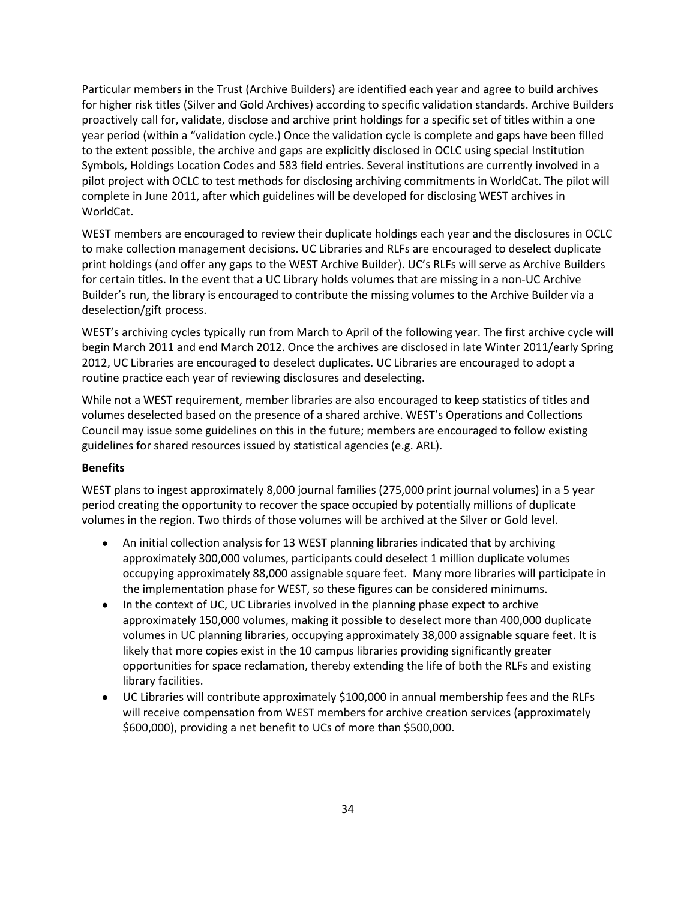Particular members in the Trust (Archive Builders) are identified each year and agree to build archives for higher risk titles (Silver and Gold Archives) according to specific validation standards. Archive Builders proactively call for, validate, disclose and archive print holdings for a specific set of titles within a one year period (within a "validation cycle.) Once the validation cycle is complete and gaps have been filled to the extent possible, the archive and gaps are explicitly disclosed in OCLC using special Institution Symbols, Holdings Location Codes and 583 field entries. Several institutions are currently involved in a pilot project with OCLC to test methods for disclosing archiving commitments in WorldCat. The pilot will complete in June 2011, after which guidelines will be developed for disclosing WEST archives in WorldCat.

WEST members are encouraged to review their duplicate holdings each year and the disclosures in OCLC to make collection management decisions. UC Libraries and RLFs are encouraged to deselect duplicate print holdings (and offer any gaps to the WEST Archive Builder). UC's RLFs will serve as Archive Builders for certain titles. In the event that a UC Library holds volumes that are missing in a non-UC Archive Builder's run, the library is encouraged to contribute the missing volumes to the Archive Builder via a deselection/gift process.

WEST's archiving cycles typically run from March to April of the following year. The first archive cycle will begin March 2011 and end March 2012. Once the archives are disclosed in late Winter 2011/early Spring 2012, UC Libraries are encouraged to deselect duplicates. UC Libraries are encouraged to adopt a routine practice each year of reviewing disclosures and deselecting.

While not a WEST requirement, member libraries are also encouraged to keep statistics of titles and volumes deselected based on the presence of a shared archive. WEST's Operations and Collections Council may issue some guidelines on this in the future; members are encouraged to follow existing guidelines for shared resources issued by statistical agencies (e.g. ARL).

**Benefits**

WEST plans to ingest approximately 8,000 journal families (275,000 print journal volumes) in a 5 year period creating the opportunity to recover the space occupied by potentially millions of duplicate volumes in the region. Two thirds of those volumes will be archived at the Silver or Gold level.

- An initial collection analysis for 13 WEST planning libraries indicated that by archiving approximately 300,000 volumes, participants could deselect 1 million duplicate volumes occupying approximately 88,000 assignable square feet. Many more libraries will participate in the implementation phase for WEST, so these figures can be considered minimums.
- In the context of UC, UC Libraries involved in the planning phase expect to archive approximately 150,000 volumes, making it possible to deselect more than 400,000 duplicate volumes in UC planning libraries, occupying approximately 38,000 assignable square feet. It is likely that more copies exist in the 10 campus libraries providing significantly greater opportunities for space reclamation, thereby extending the life of both the RLFs and existing library facilities.
- UC Libraries will contribute approximately $100,000 in annual membership fees and the RLFs will receive compensation from WEST members for archive creation services (approximately $600,000), providing a net benefit to UCs of more than $500,000.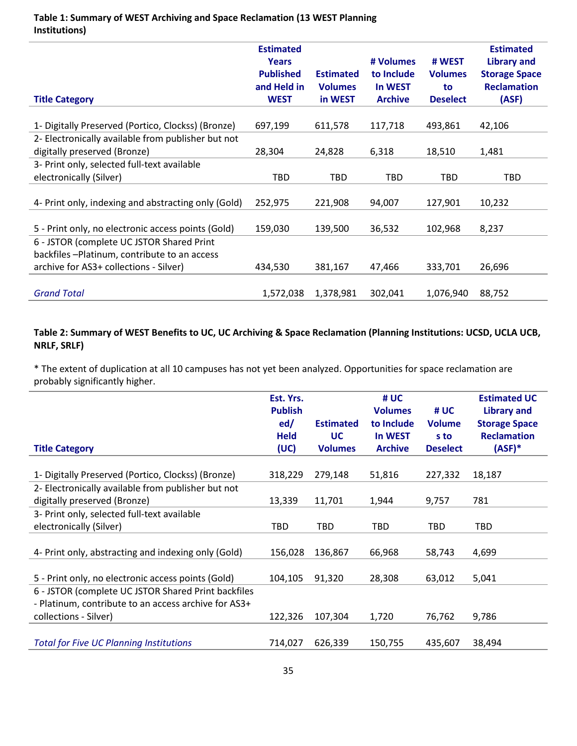**Table 1: Summary of WEST Archiving and Space Reclamation (13 WEST Planning Institutions)**

| Title Category | Estimated Years Published and Held in WEST | Estimated Volumes in WEST | # Volumes to Include In WEST Archive | # WEST Volumes to Deselect | Estimated Library and Storage Space Reclamation (ASF) |
|---|---|---|---|---|---|
| 1- Digitally Preserved (Portico, Clockss) (Bronze) | 697,199 | 611,578 | 117,718 | 493,861 | 42,106 |
| 2- Electronically available from publisher but not digitally preserved (Bronze) | 28,304 | 24,828 | 6,318 | 18,510 | 1,481 |
| 3- Print only, selected full-text available electronically (Silver) | TBD | TBD | TBD | TBD | TBD |
| 4- Print only, indexing and abstracting only (Gold) | 252,975 | 221,908 | 94,007 | 127,901 | 10,232 |
| 5 - Print only, no electronic access points (Gold) | 159,030 | 139,500 | 36,532 | 102,968 | 8,237 |
| 6 - JSTOR (complete UC JSTOR Shared Print backfiles –Platinum, contribute to an access archive for AS3+ collections - Silver) | 434,530 | 381,167 | 47,466 | 333,701 | 26,696 |
| *Grand Total* | 1,572,038 | 1,378,981 | 302,041 | 1,076,940 | 88,752 |

**Table 2: Summary of WEST Benefits to UC, UC Archiving & Space Reclamation (Planning Institutions: UCSD, UCLA UCB, NRLF, SRLF)**

* The extent of duplication at all 10 campuses has not yet been analyzed. Opportunities for space reclamation are probably significantly higher.

| Title Category | Est. Yrs. Published/ Held (UC) | Estimated UC Volumes | # UC Volumes to Include In WEST Archive | # UC Volumes to Deselect | Estimated UC Library and Storage Space Reclamation (ASF)* |
|---|---|---|---|---|---|
| 1- Digitally Preserved (Portico, Clockss) (Bronze) | 318,229 | 279,148 | 51,816 | 227,332 | 18,187 |
| 2- Electronically available from publisher but not digitally preserved (Bronze) | 13,339 | 11,701 | 1,944 | 9,757 | 781 |
| 3- Print only, selected full-text available electronically (Silver) | TBD | TBD | TBD | TBD | TBD |
| 4- Print only, abstracting and indexing only (Gold) | 156,028 | 136,867 | 66,968 | 58,743 | 4,699 |
| 5 - Print only, no electronic access points (Gold) | 104,105 | 91,320 | 28,308 | 63,012 | 5,041 |
| 6 - JSTOR (complete UC JSTOR Shared Print backfiles - Platinum, contribute to an access archive for AS3+ collections - Silver) | 122,326 | 107,304 | 1,720 | 76,762 | 9,786 |
| *Total for Five UC Planning Institutions* | 714,027 | 626,339 | 150,755 | 435,607 | 38,494 |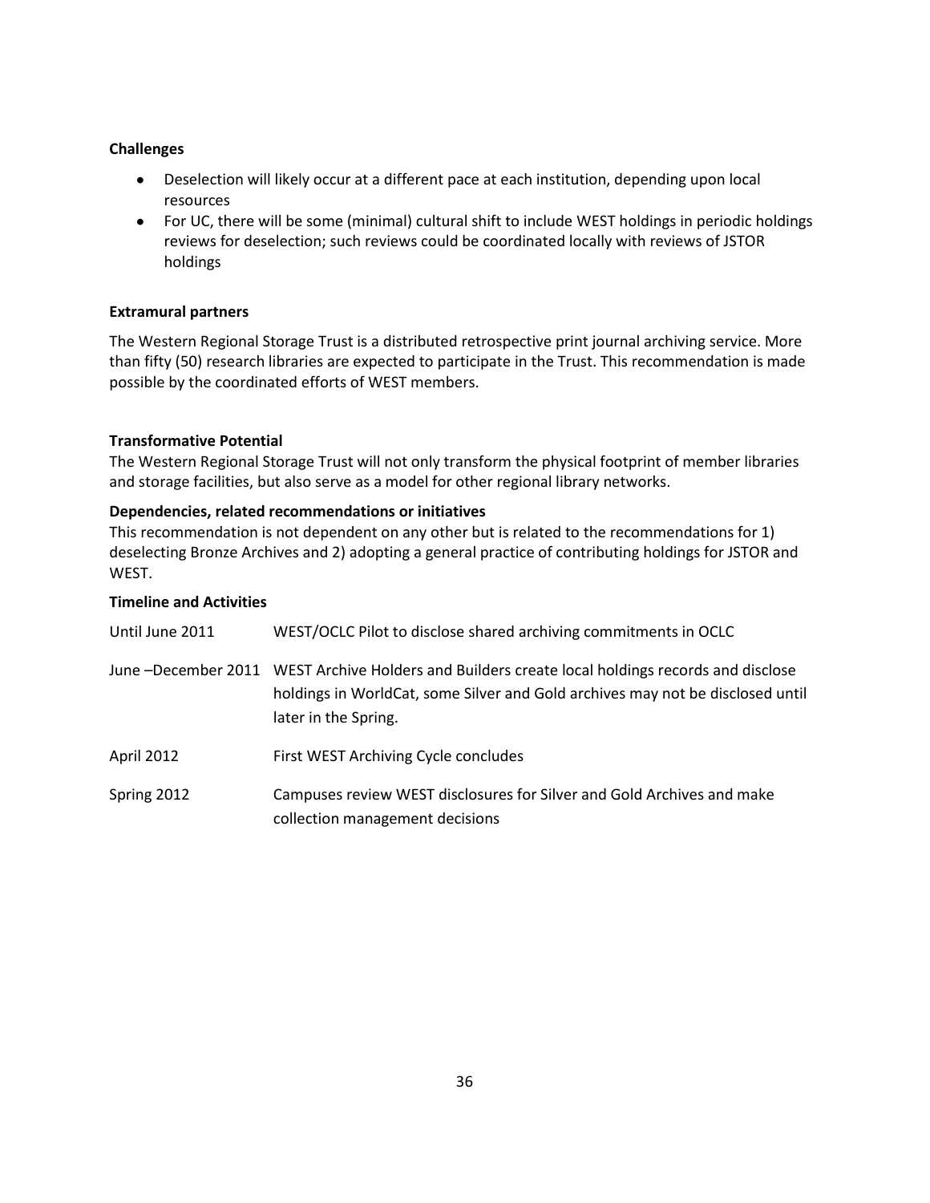**Challenges**

- Deselection will likely occur at a different pace at each institution, depending upon local resources
- For UC, there will be some (minimal) cultural shift to include WEST holdings in periodic holdings reviews for deselection; such reviews could be coordinated locally with reviews of JSTOR holdings

**Extramural partners**

The Western Regional Storage Trust is a distributed retrospective print journal archiving service. More than fifty (50) research libraries are expected to participate in the Trust. This recommendation is made possible by the coordinated efforts of WEST members.

**Transformative Potential**

The Western Regional Storage Trust will not only transform the physical footprint of member libraries and storage facilities, but also serve as a model for other regional library networks.

**Dependencies, related recommendations or initiatives**

This recommendation is not dependent on any other but is related to the recommendations for 1) deselecting Bronze Archives and 2) adopting a general practice of contributing holdings for JSTOR and WEST.

**Timeline and Activities**

| | |
|---|---|
| Until June 2011 | WEST/OCLC Pilot to disclose shared archiving commitments in OCLC |
| June –December 2011 | WEST Archive Holders and Builders create local holdings records and disclose holdings in WorldCat, some Silver and Gold archives may not be disclosed until later in the Spring. |
| April 2012 | First WEST Archiving Cycle concludes |
| Spring 2012 | Campuses review WEST disclosures for Silver and Gold Archives and make collection management decisions |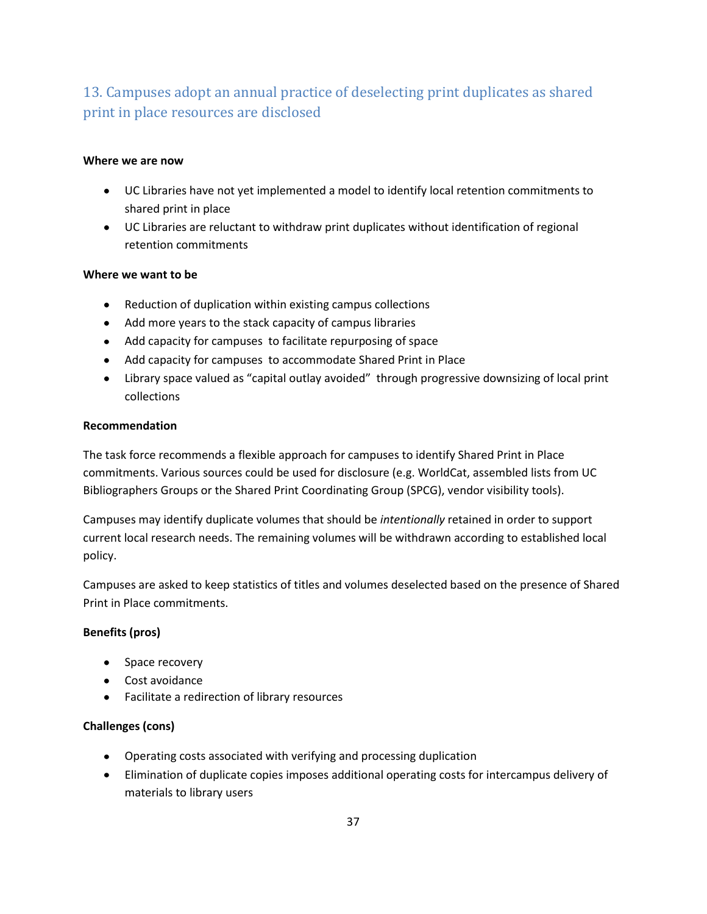## 13. Campuses adopt an annual practice of deselecting print duplicates as shared print in place resources are disclosed

**Where we are now**

- UC Libraries have not yet implemented a model to identify local retention commitments to shared print in place
- UC Libraries are reluctant to withdraw print duplicates without identification of regional retention commitments

**Where we want to be**

- Reduction of duplication within existing campus collections
- Add more years to the stack capacity of campus libraries
- Add capacity for campuses to facilitate repurposing of space
- Add capacity for campuses to accommodate Shared Print in Place
- Library space valued as "capital outlay avoided" through progressive downsizing of local print collections

**Recommendation**

The task force recommends a flexible approach for campuses to identify Shared Print in Place commitments. Various sources could be used for disclosure (e.g. WorldCat, assembled lists from UC Bibliographers Groups or the Shared Print Coordinating Group (SPCG), vendor visibility tools).

Campuses may identify duplicate volumes that should be *intentionally* retained in order to support current local research needs. The remaining volumes will be withdrawn according to established local policy.

Campuses are asked to keep statistics of titles and volumes deselected based on the presence of Shared Print in Place commitments.

**Benefits (pros)**

- Space recovery
- Cost avoidance
- Facilitate a redirection of library resources

**Challenges (cons)**

- Operating costs associated with verifying and processing duplication
- Elimination of duplicate copies imposes additional operating costs for intercampus delivery of materials to library users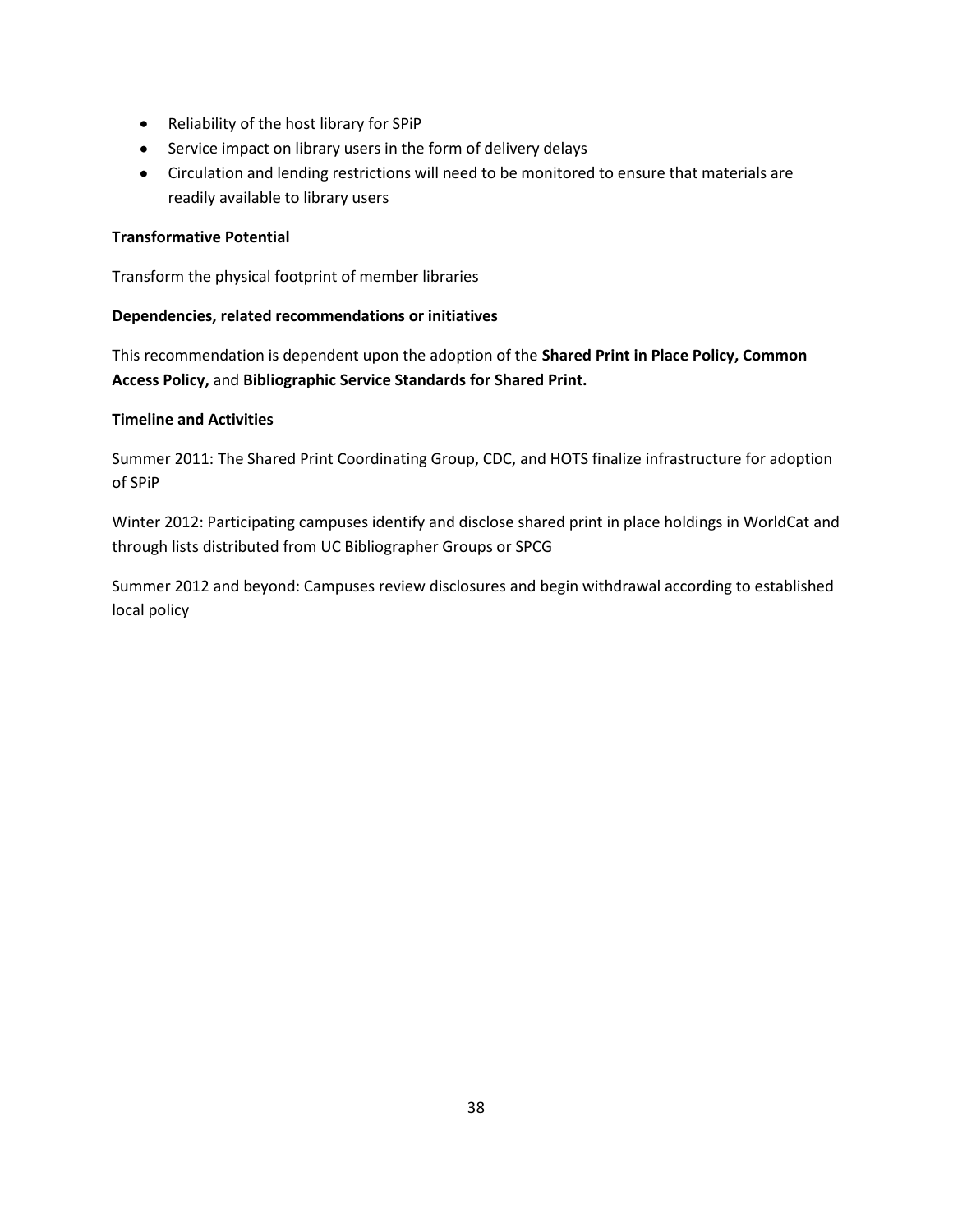- Reliability of the host library for SPiP
- Service impact on library users in the form of delivery delays
- Circulation and lending restrictions will need to be monitored to ensure that materials are readily available to library users

**Transformative Potential**

Transform the physical footprint of member libraries

**Dependencies, related recommendations or initiatives**

This recommendation is dependent upon the adoption of the **Shared Print in Place Policy, Common Access Policy,** and **Bibliographic Service Standards for Shared Print.**

**Timeline and Activities**

Summer 2011: The Shared Print Coordinating Group, CDC, and HOTS finalize infrastructure for adoption of SPiP

Winter 2012: Participating campuses identify and disclose shared print in place holdings in WorldCat and through lists distributed from UC Bibliographer Groups or SPCG

Summer 2012 and beyond: Campuses review disclosures and begin withdrawal according to established local policy